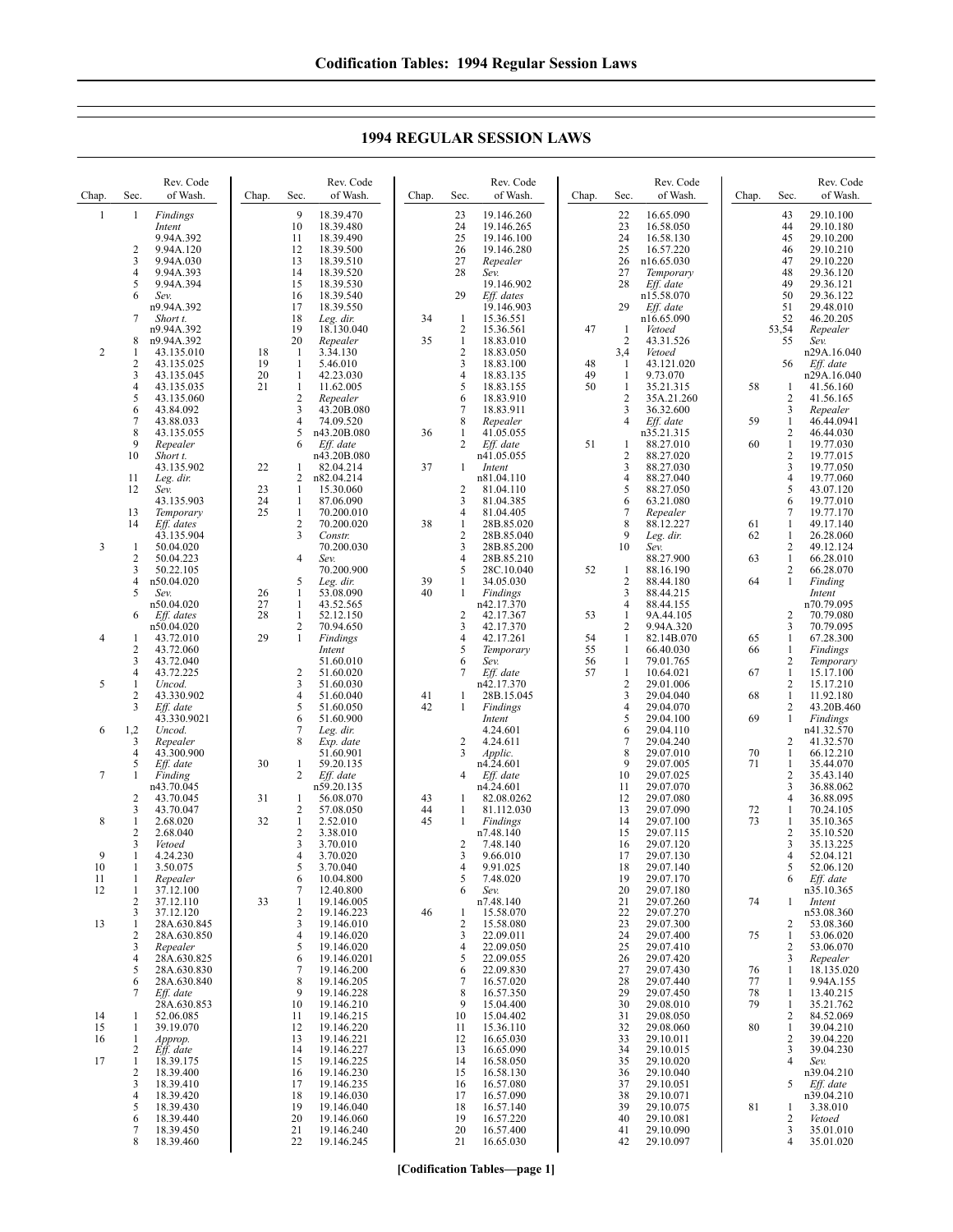# 1994 REGULAR SESSION LAWS

| Chap. | Sec. | Rev. Code of Wash. |
|---|---|---|
| 1 | 1 | *Findings* *Intent* 9.94A.392 |
| | 2 | 9.94A.120 |
| | 3 | 9.94A.030 |
| | 4 | 9.94A.393 |
| | 5 | 9.94A.394 |
| | 6 | *Sev.* n9.94A.392 |
| | 7 | *Short t.* n9.94A.392 |
| | 8 | n9.94A.392 |
| 2 | 1 | 43.135.010 |
| | 2 | 43.135.025 |
| | 3 | 43.135.045 |
| | 4 | 43.135.035 |
| | 5 | 43.135.060 |
| | 6 | 43.84.092 |
| | 7 | 43.88.033 |
| | 8 | 43.135.055 |
| | 9 | *Repealer* |
| | 10 | *Short t.* 43.135.902 |
| | 11 | *Leg. dir.* |
| | 12 | *Sev.* 43.135.903 |
| | 13 | *Temporary* |
| | 14 | *Eff. dates* 43.135.904 |
| 3 | 1 | 50.04.020 |
| | 2 | 50.04.223 |
| | 3 | 50.22.105 |
| | 4 | n50.04.020 |
| | 5 | *Sev.* n50.04.020 |
| | 6 | *Eff. dates* n50.04.020 |
| 4 | 1 | 43.72.010 |
| | 2 | 43.72.060 |
| | 3 | 43.72.040 |
| | 4 | 43.72.225 |
| 5 | 1 | *Uncod.* |
| | 2 | 43.330.902 |
| | 3 | *Eff. date* 43.330.9021 |
| 6 | 1,2 | *Uncod.* |
| | 3 | *Repealer* |
| | 4 | 43.300.900 |
| | 5 | *Eff. date* |
| 7 | 1 | *Finding* n43.70.045 |
| | 2 | 43.70.045 |
| | 3 | 43.70.047 |
| 8 | 1 | 2.68.020 |
| | 2 | 2.68.040 |
| | 3 | *Vetoed* |
| 9 | 1 | 4.24.230 |
| 10 | 1 | 3.50.075 |
| 11 | 1 | *Repealer* |
| 12 | 1 | 37.12.100 |
| | 2 | 37.12.110 |
| | 3 | 37.12.120 |
| 13 | 1 | 28A.630.845 |
| | 2 | 28A.630.850 |
| | 3 | *Repealer* |
| | 4 | 28A.630.825 |
| | 5 | 28A.630.830 |
| | 6 | 28A.630.840 |
| | 7 | *Eff. date* 28A.630.853 |
| 14 | 1 | 52.06.085 |
| 15 | 1 | 39.19.070 |
| 16 | 1 | *Approp.* |
| | 2 | *Eff. date* |
| 17 | 1 | 18.39.175 |
| | 2 | 18.39.400 |
| | 3 | 18.39.410 |
| | 4 | 18.39.420 |
| | 5 | 18.39.430 |
| | 6 | 18.39.440 |
| | 7 | 18.39.450 |
| | 8 | 18.39.460 |
| | 9 | 18.39.470 |
| | 10 | 18.39.480 |
| | 11 | 18.39.490 |
| | 12 | 18.39.500 |
| | 13 | 18.39.510 |
| | 14 | 18.39.520 |
| | 15 | 18.39.530 |
| | 16 | 18.39.540 |
| | 17 | 18.39.550 |
| | 18 | *Leg. dir.* |
| | 19 | 18.130.040 |
| | 20 | *Repealer* |
| 18 | 1 | 3.34.130 |
| 19 | 1 | 5.46.010 |
| 20 | 1 | 42.23.030 |
| 21 | 1 | 11.62.005 |
| | 2 | *Repealer* |
| | 3 | 43.20B.080 |
| | 4 | 74.09.520 |
| | 5 | n43.20B.080 |
| | 6 | *Eff. date* n43.20B.080 |
| 22 | 1 | 82.04.214 |
| | 2 | n82.04.214 |
| 23 | 1 | 15.30.060 |
| 24 | 1 | 87.06.090 |
| 25 | 1 | 70.200.010 |
| | 2 | 70.200.020 |
| | 3 | *Constr.* 70.200.030 |
| | 4 | *Sev.* 70.200.900 |
| | 5 | *Leg. dir.* |
| 26 | 1 | 53.08.090 |
| 27 | 1 | 43.52.565 |
| 28 | 1 | 52.12.150 |
| | 2 | 70.94.650 |
| 29 | 1 | *Findings* *Intent* 51.60.010 |
| | 2 | 51.60.020 |
| | 3 | 51.60.030 |
| | 4 | 51.60.040 |
| | 5 | 51.60.050 |
| | 6 | 51.60.900 |
| | 7 | *Leg. dir.* |
| | 8 | *Exp. date* 51.60.901 |
| 30 | 1 | 59.20.135 |
| | 2 | *Eff. date* n59.20.135 |
| 31 | 1 | 56.08.070 |
| | 2 | 57.08.050 |
| 32 | 1 | 2.52.010 |
| | 2 | 3.38.010 |
| | 3 | 3.70.010 |
| | 4 | 3.70.020 |
| | 5 | 3.70.040 |
| | 6 | 10.04.800 |
| | 7 | 12.40.800 |
| 33 | 1 | 19.146.005 |
| | 2 | 19.146.223 |
| | 3 | 19.146.010 |
| | 4 | 19.146.020 |
| | 5 | 19.146.020 |
| | 6 | 19.146.0201 |
| | 7 | 19.146.200 |
| | 8 | 19.146.205 |
| | 9 | 19.146.228 |
| | 10 | 19.146.210 |
| | 11 | 19.146.215 |
| | 12 | 19.146.220 |
| | 13 | 19.146.221 |
| | 14 | 19.146.227 |
| | 15 | 19.146.225 |
| | 16 | 19.146.230 |
| | 17 | 19.146.235 |
| | 18 | 19.146.030 |
| | 19 | 19.146.040 |
| | 20 | 19.146.060 |
| | 21 | 19.146.240 |
| | 22 | 19.146.245 |
| | 23 | 19.146.260 |
| | 24 | 19.146.265 |
| | 25 | 19.146.100 |
| | 26 | 19.146.280 |
| | 27 | *Repealer* |
| | 28 | *Sev.* 19.146.902 |
| | 29 | *Eff. dates* 19.146.903 |
| 34 | 1 | 15.36.551 |
| | 2 | 15.36.561 |
| 35 | 1 | 18.83.010 |
| | 2 | 18.83.050 |
| | 3 | 18.83.100 |
| | 4 | 18.83.135 |
| | 5 | 18.83.155 |
| | 6 | 18.83.910 |
| | 7 | 18.83.911 |
| | 8 | *Repealer* |
| 36 | 1 | 41.05.055 |
| | 2 | *Eff. date* n41.05.055 |
| 37 | 1 | *Intent* n81.04.110 |
| | 2 | 81.04.110 |
| | 3 | 81.04.385 |
| | 4 | 81.04.405 |
| 38 | 1 | 28B.85.020 |
| | 2 | 28B.85.040 |
| | 3 | 28B.85.200 |
| | 4 | 28B.85.210 |
| | 5 | 28C.10.040 |
| 39 | 1 | 34.05.030 |
| 40 | 1 | *Findings* n42.17.370 |
| | 2 | 42.17.367 |
| | 3 | 42.17.370 |
| | 4 | 42.17.261 |
| | 5 | *Temporary* |
| | 6 | *Sev.* |
| | 7 | *Eff. date* n42.17.370 |
| 41 | 1 | 28B.15.045 |
| 42 | 1 | *Findings* *Intent* 4.24.601 |
| | 2 | 4.24.611 |
| | 3 | *Applic.* n4.24.601 |
| | 4 | *Eff. date* n4.24.601 |
| 43 | 1 | 82.08.0262 |
| 44 | 1 | 81.112.030 |
| 45 | 1 | *Findings* n7.48.140 |
| | 2 | 7.48.140 |
| | 3 | 9.66.010 |
| | 4 | 9.91.025 |
| | 5 | 7.48.020 |
| | 6 | *Sev.* n7.48.140 |
| 46 | 1 | 15.58.070 |
| | 2 | 15.58.080 |
| | 3 | 22.09.011 |
| | 4 | 22.09.050 |
| | 5 | 22.09.055 |
| | 6 | 22.09.830 |
| | 7 | 16.57.020 |
| | 8 | 16.57.350 |
| | 9 | 15.04.400 |
| | 10 | 15.04.402 |
| | 11 | 15.36.110 |
| | 12 | 16.65.030 |
| | 13 | 16.65.090 |
| | 14 | 16.58.050 |
| | 15 | 16.58.130 |
| | 16 | 16.57.080 |
| | 17 | 16.57.090 |
| | 18 | 16.57.140 |
| | 19 | 16.57.220 |
| | 20 | 16.57.400 |
| | 21 | 16.65.030 |
| | 22 | 16.65.090 |
| | 23 | 16.58.050 |
| | 24 | 16.58.130 |
| | 25 | 16.57.220 |
| | 26 | n16.65.030 |
| | 27 | *Temporary* |
| | 28 | *Eff. date* n15.58.070 |
| | 29 | *Eff. date* n16.65.090 |
| 47 | 1 | *Vetoed* |
| | 2 | 43.31.526 |
| | 3,4 | *Vetoed* |
| 48 | 1 | 43.121.020 |
| 49 | 1 | 9.73.070 |
| 50 | 1 | 35.21.315 |
| | 2 | 35A.21.260 |
| | 3 | 36.32.600 |
| | 4 | *Eff. date* n35.21.315 |
| 51 | 1 | 88.27.010 |
| | 2 | 88.27.020 |
| | 3 | 88.27.030 |
| | 4 | 88.27.040 |
| | 5 | 88.27.050 |
| | 6 | 63.21.080 |
| | 7 | *Repealer* |
| | 8 | 88.12.227 |
| | 9 | *Leg. dir.* |
| | 10 | *Sev.* 88.27.900 |
| 52 | 1 | 88.16.190 |
| | 2 | 88.44.180 |
| | 3 | 88.44.215 |
| | 4 | 88.44.155 |
| 53 | 1 | 9A.44.105 |
| | 2 | 9.94A.320 |
| 54 | 1 | 82.14B.070 |
| 55 | 1 | 66.40.030 |
| 56 | 1 | 79.01.765 |
| 57 | 1 | 10.64.021 |
| | 2 | 29.01.006 |
| | 3 | 29.04.040 |
| | 4 | 29.04.070 |
| | 5 | 29.04.100 |
| | 6 | 29.04.110 |
| | 7 | 29.04.240 |
| | 8 | 29.07.010 |
| | 9 | 29.07.005 |
| | 10 | 29.07.025 |
| | 11 | 29.07.070 |
| | 12 | 29.07.080 |
| | 13 | 29.07.090 |
| | 14 | 29.07.100 |
| | 15 | 29.07.115 |
| | 16 | 29.07.120 |
| | 17 | 29.07.130 |
| | 18 | 29.07.140 |
| | 19 | 29.07.170 |
| | 20 | 29.07.180 |
| | 21 | 29.07.260 |
| | 22 | 29.07.270 |
| | 23 | 29.07.300 |
| | 24 | 29.07.400 |
| | 25 | 29.07.410 |
| | 26 | 29.07.420 |
| | 27 | 29.07.430 |
| | 28 | 29.07.440 |
| | 29 | 29.07.450 |
| | 30 | 29.08.010 |
| | 31 | 29.08.050 |
| | 32 | 29.08.060 |
| | 33 | 29.10.011 |
| | 34 | 29.10.015 |
| | 35 | 29.10.020 |
| | 36 | 29.10.040 |
| | 37 | 29.10.051 |
| | 38 | 29.10.071 |
| | 39 | 29.10.075 |
| | 40 | 29.10.081 |
| | 41 | 29.10.090 |
| | 42 | 29.10.097 |
| | 43 | 29.10.100 |
| | 44 | 29.10.180 |
| | 45 | 29.10.200 |
| | 46 | 29.10.210 |
| | 47 | 29.10.220 |
| | 48 | 29.36.120 |
| | 49 | 29.36.121 |
| | 50 | 29.36.122 |
| | 51 | 29.48.010 |
| | 52 | 46.20.205 |
| | 53,54 | *Repealer* |
| | 55 | *Sev.* n29A.16.040 |
| | 56 | *Eff. date* n29A.16.040 |
| 58 | 1 | 41.56.160 |
| | 2 | 41.56.165 |
| | 3 | *Repealer* |
| 59 | 1 | 46.44.0941 |
| | 2 | 46.44.030 |
| 60 | 1 | 19.77.030 |
| | 2 | 19.77.015 |
| | 3 | 19.77.050 |
| | 4 | 19.77.060 |
| | 5 | 43.07.120 |
| | 6 | 19.77.010 |
| | 7 | 19.77.170 |
| 61 | 1 | 49.17.140 |
| 62 | 1 | 26.28.060 |
| | 2 | 49.12.124 |
| 63 | 1 | 66.28.010 |
| | 2 | 66.28.070 |
| 64 | 1 | *Finding* *Intent* n70.79.095 |
| | 2 | 70.79.080 |
| | 3 | 70.79.095 |
| 65 | 1 | 67.28.300 |
| 66 | 1 | *Findings* |
| | 2 | *Temporary* |
| 67 | 1 | 15.17.100 |
| | 2 | 15.17.210 |
| 68 | 1 | 11.92.180 |
| | 2 | 43.20B.460 |
| 69 | 1 | *Findings* n41.32.570 |
| | 2 | 41.32.570 |
| 70 | 1 | 66.12.210 |
| 71 | 1 | 35.44.070 |
| | 2 | 35.43.140 |
| | 3 | 36.88.062 |
| | 4 | 36.88.095 |
| 72 | 1 | 70.24.105 |
| 73 | 1 | 35.10.365 |
| | 2 | 35.10.520 |
| | 3 | 35.13.225 |
| | 4 | 52.04.121 |
| | 5 | 52.06.120 |
| | 6 | *Eff. date* n35.10.365 |
| 74 | 1 | *Intent* n53.08.360 |
| | 2 | 53.08.360 |
| 75 | 1 | 53.06.020 |
| | 2 | 53.06.070 |
| | 3 | *Repealer* |
| 76 | 1 | 18.135.020 |
| 77 | 1 | 9.94A.155 |
| 78 | 1 | 13.40.215 |
| 79 | 1 | 35.21.762 |
| | 2 | 84.52.069 |
| 80 | 1 | 39.04.210 |
| | 2 | 39.04.220 |
| | 3 | 39.04.230 |
| | 4 | *Sev.* n39.04.210 |
| | 5 | *Eff. date* n39.04.210 |
| 81 | 1 | 3.38.010 |
| | 2 | *Vetoed* |
| | 3 | 35.01.010 |
| | 4 | 35.01.020 |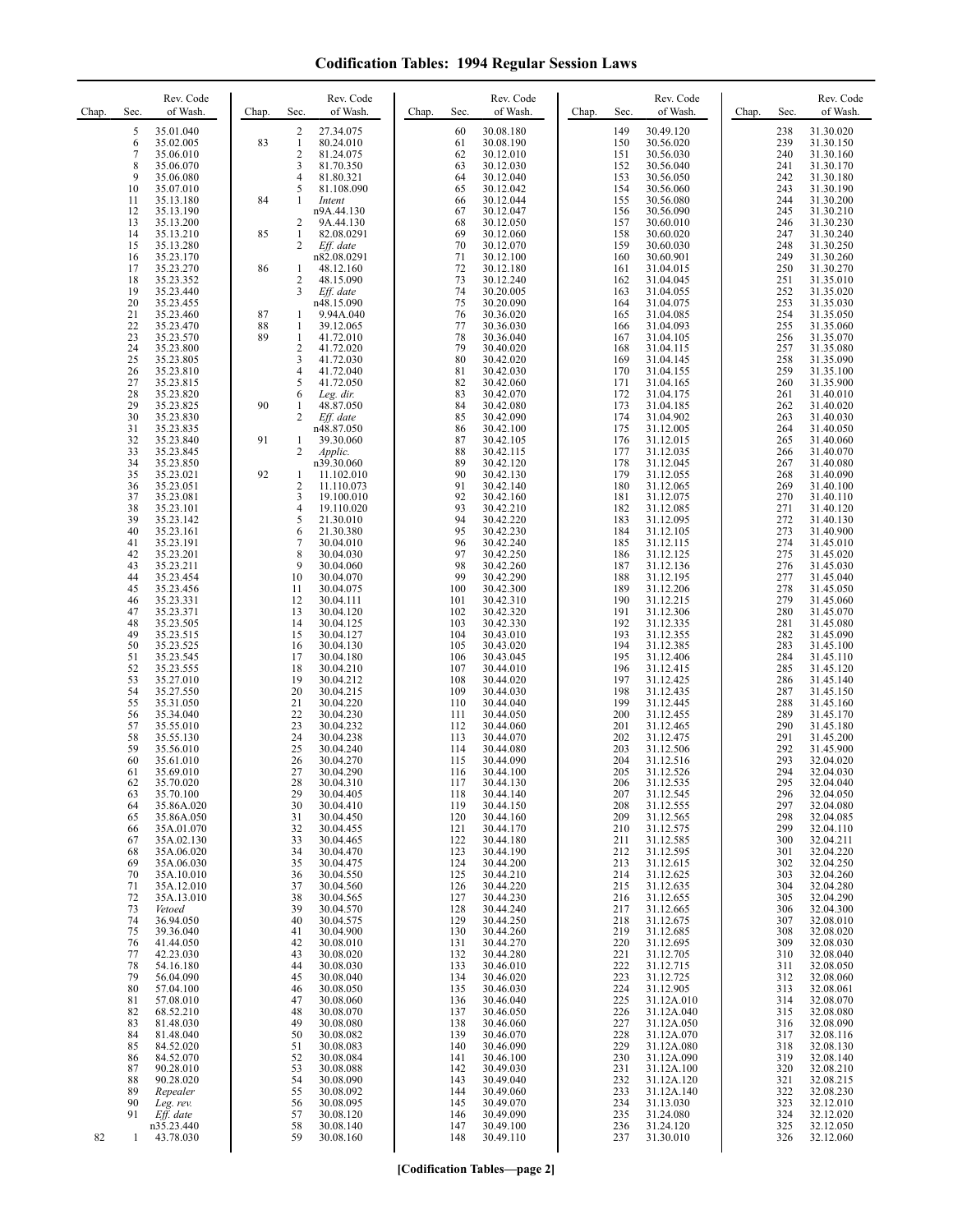# Codification Tables: 1994 Regular Session Laws

| Chap. | Sec. | Rev. Code of Wash. |
|---|---|---|
| | 5 | 35.01.040 |
| | 6 | 35.02.005 |
| | 7 | 35.06.010 |
| | 8 | 35.06.070 |
| | 9 | 35.06.080 |
| | 10 | 35.07.010 |
| | 11 | 35.13.180 |
| | 12 | 35.13.190 |
| | 13 | 35.13.200 |
| | 14 | 35.13.210 |
| | 15 | 35.13.280 |
| | 16 | 35.23.170 |
| | 17 | 35.23.270 |
| | 18 | 35.23.352 |
| | 19 | 35.23.440 |
| | 20 | 35.23.455 |
| | 21 | 35.23.460 |
| | 22 | 35.23.470 |
| | 23 | 35.23.570 |
| | 24 | 35.23.800 |
| | 25 | 35.23.805 |
| | 26 | 35.23.810 |
| | 27 | 35.23.815 |
| | 28 | 35.23.820 |
| | 29 | 35.23.825 |
| | 30 | 35.23.830 |
| | 31 | 35.23.835 |
| | 32 | 35.23.840 |
| | 33 | 35.23.845 |
| | 34 | 35.23.850 |
| | 35 | 35.23.021 |
| | 36 | 35.23.051 |
| | 37 | 35.23.081 |
| | 38 | 35.23.101 |
| | 39 | 35.23.142 |
| | 40 | 35.23.161 |
| | 41 | 35.23.191 |
| | 42 | 35.23.201 |
| | 43 | 35.23.211 |
| | 44 | 35.23.454 |
| | 45 | 35.23.456 |
| | 46 | 35.23.331 |
| | 47 | 35.23.371 |
| | 48 | 35.23.505 |
| | 49 | 35.23.515 |
| | 50 | 35.23.525 |
| | 51 | 35.23.545 |
| | 52 | 35.23.555 |
| | 53 | 35.27.010 |
| | 54 | 35.27.550 |
| | 55 | 35.31.050 |
| | 56 | 35.34.040 |
| | 57 | 35.55.010 |
| | 58 | 35.55.130 |
| | 59 | 35.56.010 |
| | 60 | 35.61.010 |
| | 61 | 35.69.010 |
| | 62 | 35.70.020 |
| | 63 | 35.70.100 |
| | 64 | 35.86A.020 |
| | 65 | 35.86A.050 |
| | 66 | 35A.01.070 |
| | 67 | 35A.02.130 |
| | 68 | 35A.06.020 |
| | 69 | 35A.06.030 |
| | 70 | 35A.10.010 |
| | 71 | 35A.12.010 |
| | 72 | 35A.13.010 |
| | 73 | *Vetoed* |
| | 74 | 36.94.050 |
| | 75 | 39.36.040 |
| | 76 | 41.44.050 |
| | 77 | 42.23.030 |
| | 78 | 54.16.180 |
| | 79 | 56.04.090 |
| | 80 | 57.04.100 |
| | 81 | 57.08.010 |
| | 82 | 68.52.210 |
| | 83 | 81.48.030 |
| | 84 | 81.48.040 |
| | 85 | 84.52.020 |
| | 86 | 84.52.070 |
| | 87 | 90.28.010 |
| | 88 | 90.28.020 |
| | 89 | *Repealer* |
| | 90 | *Leg. rev.* |
| | 91 | *Eff. date* n35.23.440 |
| 82 | 1 | 43.78.030 |
| | 2 | 27.34.075 |
| 83 | 1 | 80.24.010 |
| | 2 | 81.24.075 |
| | 3 | 81.70.350 |
| | 4 | 81.80.321 |
| | 5 | 81.108.090 |
| 84 | 1 | *Intent* n9A.44.130 |
| | 2 | 9A.44.130 |
| 85 | 1 | 82.08.0291 |
| | 2 | *Eff. date* n82.08.0291 |
| 86 | 1 | 48.12.160 |
| | 2 | 48.15.090 |
| | 3 | *Eff. date* n48.15.090 |
| 87 | 1 | 9.94A.040 |
| 88 | 1 | 39.12.065 |
| 89 | 1 | 41.72.010 |
| | 2 | 41.72.020 |
| | 3 | 41.72.030 |
| | 4 | 41.72.040 |
| | 5 | 41.72.050 |
| | 6 | *Leg. dir.* |
| 90 | 1 | 48.87.050 |
| | 2 | *Eff. date* n48.87.050 |
| 91 | 1 | 39.30.060 |
| | 2 | *Applic.* n39.30.060 |
| 92 | 1 | 11.102.010 |
| | 2 | 11.110.073 |
| | 3 | 19.100.010 |
| | 4 | 19.110.020 |
| | 5 | 21.30.010 |
| | 6 | 21.30.380 |
| | 7 | 30.04.010 |
| | 8 | 30.04.030 |
| | 9 | 30.04.060 |
| | 10 | 30.04.070 |
| | 11 | 30.04.075 |
| | 12 | 30.04.111 |
| | 13 | 30.04.120 |
| | 14 | 30.04.125 |
| | 15 | 30.04.127 |
| | 16 | 30.04.130 |
| | 17 | 30.04.180 |
| | 18 | 30.04.210 |
| | 19 | 30.04.212 |
| | 20 | 30.04.215 |
| | 21 | 30.04.220 |
| | 22 | 30.04.230 |
| | 23 | 30.04.232 |
| | 24 | 30.04.238 |
| | 25 | 30.04.240 |
| | 26 | 30.04.270 |
| | 27 | 30.04.290 |
| | 28 | 30.04.310 |
| | 29 | 30.04.405 |
| | 30 | 30.04.410 |
| | 31 | 30.04.450 |
| | 32 | 30.04.455 |
| | 33 | 30.04.465 |
| | 34 | 30.04.470 |
| | 35 | 30.04.475 |
| | 36 | 30.04.550 |
| | 37 | 30.04.560 |
| | 38 | 30.04.565 |
| | 39 | 30.04.570 |
| | 40 | 30.04.575 |
| | 41 | 30.04.900 |
| | 42 | 30.08.010 |
| | 43 | 30.08.020 |
| | 44 | 30.08.030 |
| | 45 | 30.08.040 |
| | 46 | 30.08.050 |
| | 47 | 30.08.060 |
| | 48 | 30.08.070 |
| | 49 | 30.08.080 |
| | 50 | 30.08.082 |
| | 51 | 30.08.083 |
| | 52 | 30.08.084 |
| | 53 | 30.08.088 |
| | 54 | 30.08.090 |
| | 55 | 30.08.092 |
| | 56 | 30.08.095 |
| | 57 | 30.08.120 |
| | 58 | 30.08.140 |
| | 59 | 30.08.160 |
| | 60 | 30.08.180 |
| | 61 | 30.08.190 |
| | 62 | 30.12.010 |
| | 63 | 30.12.030 |
| | 64 | 30.12.040 |
| | 65 | 30.12.042 |
| | 66 | 30.12.044 |
| | 67 | 30.12.047 |
| | 68 | 30.12.050 |
| | 69 | 30.12.060 |
| | 70 | 30.12.070 |
| | 71 | 30.12.100 |
| | 72 | 30.12.180 |
| | 73 | 30.12.240 |
| | 74 | 30.20.005 |
| | 75 | 30.20.090 |
| | 76 | 30.36.020 |
| | 77 | 30.36.030 |
| | 78 | 30.36.040 |
| | 79 | 30.40.020 |
| | 80 | 30.42.020 |
| | 81 | 30.42.030 |
| | 82 | 30.42.060 |
| | 83 | 30.42.070 |
| | 84 | 30.42.080 |
| | 85 | 30.42.090 |
| | 86 | 30.42.100 |
| | 87 | 30.42.105 |
| | 88 | 30.42.115 |
| | 89 | 30.42.120 |
| | 90 | 30.42.130 |
| | 91 | 30.42.140 |
| | 92 | 30.42.160 |
| | 93 | 30.42.210 |
| | 94 | 30.42.220 |
| | 95 | 30.42.230 |
| | 96 | 30.42.240 |
| | 97 | 30.42.250 |
| | 98 | 30.42.260 |
| | 99 | 30.42.290 |
| | 100 | 30.42.300 |
| | 101 | 30.42.310 |
| | 102 | 30.42.320 |
| | 103 | 30.42.330 |
| | 104 | 30.43.010 |
| | 105 | 30.43.020 |
| | 106 | 30.43.045 |
| | 107 | 30.44.010 |
| | 108 | 30.44.020 |
| | 109 | 30.44.030 |
| | 110 | 30.44.040 |
| | 111 | 30.44.050 |
| | 112 | 30.44.060 |
| | 113 | 30.44.070 |
| | 114 | 30.44.080 |
| | 115 | 30.44.090 |
| | 116 | 30.44.100 |
| | 117 | 30.44.130 |
| | 118 | 30.44.140 |
| | 119 | 30.44.150 |
| | 120 | 30.44.160 |
| | 121 | 30.44.170 |
| | 122 | 30.44.180 |
| | 123 | 30.44.190 |
| | 124 | 30.44.200 |
| | 125 | 30.44.210 |
| | 126 | 30.44.220 |
| | 127 | 30.44.230 |
| | 128 | 30.44.240 |
| | 129 | 30.44.250 |
| | 130 | 30.44.260 |
| | 131 | 30.44.270 |
| | 132 | 30.44.280 |
| | 133 | 30.46.010 |
| | 134 | 30.46.020 |
| | 135 | 30.46.030 |
| | 136 | 30.46.040 |
| | 137 | 30.46.050 |
| | 138 | 30.46.060 |
| | 139 | 30.46.070 |
| | 140 | 30.46.090 |
| | 141 | 30.46.100 |
| | 142 | 30.49.030 |
| | 143 | 30.49.040 |
| | 144 | 30.49.060 |
| | 145 | 30.49.070 |
| | 146 | 30.49.090 |
| | 147 | 30.49.100 |
| | 148 | 30.49.110 |
| | 149 | 30.49.120 |
| | 150 | 30.56.020 |
| | 151 | 30.56.030 |
| | 152 | 30.56.040 |
| | 153 | 30.56.050 |
| | 154 | 30.56.060 |
| | 155 | 30.56.080 |
| | 156 | 30.56.090 |
| | 157 | 30.60.010 |
| | 158 | 30.60.020 |
| | 159 | 30.60.030 |
| | 160 | 30.60.901 |
| | 161 | 31.04.015 |
| | 162 | 31.04.045 |
| | 163 | 31.04.055 |
| | 164 | 31.04.075 |
| | 165 | 31.04.085 |
| | 166 | 31.04.093 |
| | 167 | 31.04.105 |
| | 168 | 31.04.115 |
| | 169 | 31.04.145 |
| | 170 | 31.04.155 |
| | 171 | 31.04.165 |
| | 172 | 31.04.175 |
| | 173 | 31.04.185 |
| | 174 | 31.04.902 |
| | 175 | 31.12.005 |
| | 176 | 31.12.015 |
| | 177 | 31.12.035 |
| | 178 | 31.12.045 |
| | 179 | 31.12.055 |
| | 180 | 31.12.065 |
| | 181 | 31.12.075 |
| | 182 | 31.12.085 |
| | 183 | 31.12.095 |
| | 184 | 31.12.105 |
| | 185 | 31.12.115 |
| | 186 | 31.12.125 |
| | 187 | 31.12.136 |
| | 188 | 31.12.195 |
| | 189 | 31.12.206 |
| | 190 | 31.12.215 |
| | 191 | 31.12.306 |
| | 192 | 31.12.335 |
| | 193 | 31.12.355 |
| | 194 | 31.12.385 |
| | 195 | 31.12.406 |
| | 196 | 31.12.415 |
| | 197 | 31.12.425 |
| | 198 | 31.12.435 |
| | 199 | 31.12.445 |
| | 200 | 31.12.455 |
| | 201 | 31.12.465 |
| | 202 | 31.12.475 |
| | 203 | 31.12.506 |
| | 204 | 31.12.516 |
| | 205 | 31.12.526 |
| | 206 | 31.12.535 |
| | 207 | 31.12.545 |
| | 208 | 31.12.555 |
| | 209 | 31.12.565 |
| | 210 | 31.12.575 |
| | 211 | 31.12.585 |
| | 212 | 31.12.595 |
| | 213 | 31.12.615 |
| | 214 | 31.12.625 |
| | 215 | 31.12.635 |
| | 216 | 31.12.655 |
| | 217 | 31.12.665 |
| | 218 | 31.12.675 |
| | 219 | 31.12.685 |
| | 220 | 31.12.695 |
| | 221 | 31.12.705 |
| | 222 | 31.12.715 |
| | 223 | 31.12.725 |
| | 224 | 31.12.905 |
| | 225 | 31.12A.010 |
| | 226 | 31.12A.040 |
| | 227 | 31.12A.050 |
| | 228 | 31.12A.070 |
| | 229 | 31.12A.080 |
| | 230 | 31.12A.090 |
| | 231 | 31.12A.100 |
| | 232 | 31.12A.120 |
| | 233 | 31.12A.140 |
| | 234 | 31.13.030 |
| | 235 | 31.24.080 |
| | 236 | 31.24.120 |
| | 237 | 31.30.010 |
| | 238 | 31.30.020 |
| | 239 | 31.30.150 |
| | 240 | 31.30.160 |
| | 241 | 31.30.170 |
| | 242 | 31.30.180 |
| | 243 | 31.30.190 |
| | 244 | 31.30.200 |
| | 245 | 31.30.210 |
| | 246 | 31.30.230 |
| | 247 | 31.30.240 |
| | 248 | 31.30.250 |
| | 249 | 31.30.260 |
| | 250 | 31.30.270 |
| | 251 | 31.35.010 |
| | 252 | 31.35.020 |
| | 253 | 31.35.030 |
| | 254 | 31.35.050 |
| | 255 | 31.35.060 |
| | 256 | 31.35.070 |
| | 257 | 31.35.080 |
| | 258 | 31.35.090 |
| | 259 | 31.35.100 |
| | 260 | 31.35.900 |
| | 261 | 31.40.010 |
| | 262 | 31.40.020 |
| | 263 | 31.40.030 |
| | 264 | 31.40.050 |
| | 265 | 31.40.060 |
| | 266 | 31.40.070 |
| | 267 | 31.40.080 |
| | 268 | 31.40.090 |
| | 269 | 31.40.100 |
| | 270 | 31.40.110 |
| | 271 | 31.40.120 |
| | 272 | 31.40.130 |
| | 273 | 31.40.900 |
| | 274 | 31.45.010 |
| | 275 | 31.45.020 |
| | 276 | 31.45.030 |
| | 277 | 31.45.040 |
| | 278 | 31.45.050 |
| | 279 | 31.45.060 |
| | 280 | 31.45.070 |
| | 281 | 31.45.080 |
| | 282 | 31.45.090 |
| | 283 | 31.45.100 |
| | 284 | 31.45.110 |
| | 285 | 31.45.120 |
| | 286 | 31.45.140 |
| | 287 | 31.45.150 |
| | 288 | 31.45.160 |
| | 289 | 31.45.170 |
| | 290 | 31.45.180 |
| | 291 | 31.45.200 |
| | 292 | 31.45.900 |
| | 293 | 32.04.020 |
| | 294 | 32.04.030 |
| | 295 | 32.04.040 |
| | 296 | 32.04.050 |
| | 297 | 32.04.080 |
| | 298 | 32.04.085 |
| | 299 | 32.04.110 |
| | 300 | 32.04.211 |
| | 301 | 32.04.220 |
| | 302 | 32.04.250 |
| | 303 | 32.04.260 |
| | 304 | 32.04.280 |
| | 305 | 32.04.290 |
| | 306 | 32.04.300 |
| | 307 | 32.08.010 |
| | 308 | 32.08.020 |
| | 309 | 32.08.030 |
| | 310 | 32.08.040 |
| | 311 | 32.08.050 |
| | 312 | 32.08.060 |
| | 313 | 32.08.061 |
| | 314 | 32.08.070 |
| | 315 | 32.08.080 |
| | 316 | 32.08.090 |
| | 317 | 32.08.116 |
| | 318 | 32.08.130 |
| | 319 | 32.08.140 |
| | 320 | 32.08.210 |
| | 321 | 32.08.215 |
| | 322 | 32.08.230 |
| | 323 | 32.12.010 |
| | 324 | 32.12.020 |
| | 325 | 32.12.050 |
| | 326 | 32.12.060 |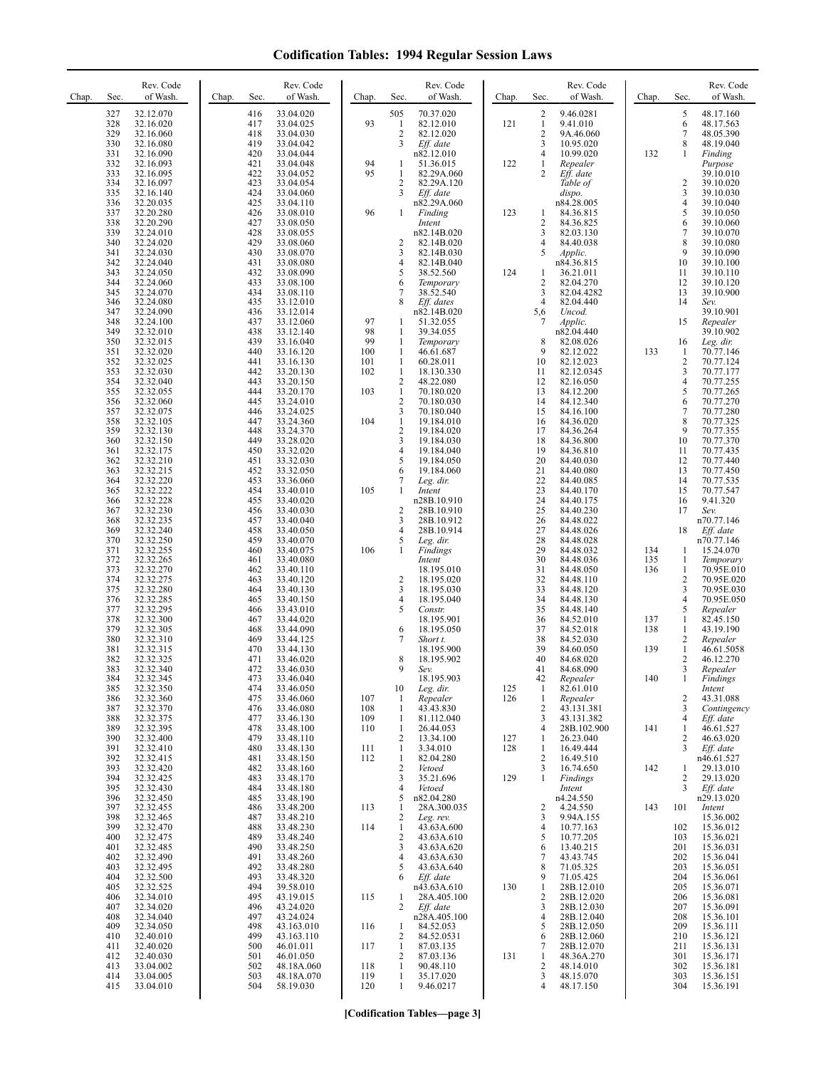# Codification Tables: 1994 Regular Session Laws

| Chap. | Sec. | Rev. Code of Wash. |
|---|---|---|
| | 327 | 32.12.070 |
| | 328 | 32.16.020 |
| | 329 | 32.16.060 |
| | 330 | 32.16.080 |
| | 331 | 32.16.090 |
| | 332 | 32.16.093 |
| | 333 | 32.16.095 |
| | 334 | 32.16.097 |
| | 335 | 32.16.140 |
| | 336 | 32.20.035 |
| | 337 | 32.20.280 |
| | 338 | 32.20.290 |
| | 339 | 32.24.010 |
| | 340 | 32.24.020 |
| | 341 | 32.24.030 |
| | 342 | 32.24.040 |
| | 343 | 32.24.050 |
| | 344 | 32.24.060 |
| | 345 | 32.24.070 |
| | 346 | 32.24.080 |
| | 347 | 32.24.090 |
| | 348 | 32.24.100 |
| | 349 | 32.32.010 |
| | 350 | 32.32.015 |
| | 351 | 32.32.020 |
| | 352 | 32.32.025 |
| | 353 | 32.32.030 |
| | 354 | 32.32.040 |
| | 355 | 32.32.055 |
| | 356 | 32.32.060 |
| | 357 | 32.32.075 |
| | 358 | 32.32.105 |
| | 359 | 32.32.130 |
| | 360 | 32.32.150 |
| | 361 | 32.32.175 |
| | 362 | 32.32.210 |
| | 363 | 32.32.215 |
| | 364 | 32.32.220 |
| | 365 | 32.32.222 |
| | 366 | 32.32.228 |
| | 367 | 32.32.230 |
| | 368 | 32.32.235 |
| | 369 | 32.32.240 |
| | 370 | 32.32.250 |
| | 371 | 32.32.255 |
| | 372 | 32.32.265 |
| | 373 | 32.32.270 |
| | 374 | 32.32.275 |
| | 375 | 32.32.280 |
| | 376 | 32.32.285 |
| | 377 | 32.32.295 |
| | 378 | 32.32.300 |
| | 379 | 32.32.305 |
| | 380 | 32.32.310 |
| | 381 | 32.32.315 |
| | 382 | 32.32.325 |
| | 383 | 32.32.340 |
| | 384 | 32.32.345 |
| | 385 | 32.32.350 |
| | 386 | 32.32.360 |
| | 387 | 32.32.370 |
| | 388 | 32.32.375 |
| | 389 | 32.32.395 |
| | 390 | 32.32.400 |
| | 391 | 32.32.410 |
| | 392 | 32.32.415 |
| | 393 | 32.32.420 |
| | 394 | 32.32.425 |
| | 395 | 32.32.430 |
| | 396 | 32.32.450 |
| | 397 | 32.32.455 |
| | 398 | 32.32.465 |
| | 399 | 32.32.470 |
| | 400 | 32.32.475 |
| | 401 | 32.32.485 |
| | 402 | 32.32.490 |
| | 403 | 32.32.495 |
| | 404 | 32.32.500 |
| | 405 | 32.32.525 |
| | 406 | 32.34.010 |
| | 407 | 32.34.020 |
| | 408 | 32.34.040 |
| | 409 | 32.34.050 |
| | 410 | 32.40.010 |
| | 411 | 32.40.020 |
| | 412 | 32.40.030 |
| | 413 | 33.04.002 |
| | 414 | 33.04.005 |
| | 415 | 33.04.010 |
| | 416 | 33.04.020 |
| | 417 | 33.04.025 |
| | 418 | 33.04.030 |
| | 419 | 33.04.042 |
| | 420 | 33.04.044 |
| | 421 | 33.04.048 |
| | 422 | 33.04.052 |
| | 423 | 33.04.054 |
| | 424 | 33.04.060 |
| | 425 | 33.04.110 |
| | 426 | 33.08.010 |
| | 427 | 33.08.050 |
| | 428 | 33.08.055 |
| | 429 | 33.08.060 |
| | 430 | 33.08.070 |
| | 431 | 33.08.080 |
| | 432 | 33.08.090 |
| | 433 | 33.08.100 |
| | 434 | 33.08.110 |
| | 435 | 33.12.010 |
| | 436 | 33.12.014 |
| | 437 | 33.12.060 |
| | 438 | 33.12.140 |
| | 439 | 33.16.040 |
| | 440 | 33.16.120 |
| | 441 | 33.16.130 |
| | 442 | 33.20.130 |
| | 443 | 33.20.150 |
| | 444 | 33.20.170 |
| | 445 | 33.24.010 |
| | 446 | 33.24.025 |
| | 447 | 33.24.360 |
| | 448 | 33.24.370 |
| | 449 | 33.28.020 |
| | 450 | 33.32.020 |
| | 451 | 33.32.030 |
| | 452 | 33.32.050 |
| | 453 | 33.36.060 |
| | 454 | 33.40.010 |
| | 455 | 33.40.020 |
| | 456 | 33.40.030 |
| | 457 | 33.40.040 |
| | 458 | 33.40.050 |
| | 459 | 33.40.070 |
| | 460 | 33.40.075 |
| | 461 | 33.40.080 |
| | 462 | 33.40.110 |
| | 463 | 33.40.120 |
| | 464 | 33.40.130 |
| | 465 | 33.40.150 |
| | 466 | 33.43.010 |
| | 467 | 33.44.020 |
| | 468 | 33.44.090 |
| | 469 | 33.44.125 |
| | 470 | 33.44.130 |
| | 471 | 33.46.020 |
| | 472 | 33.46.030 |
| | 473 | 33.46.040 |
| | 474 | 33.46.050 |
| | 475 | 33.46.060 |
| | 476 | 33.46.080 |
| | 477 | 33.46.130 |
| | 478 | 33.48.100 |
| | 479 | 33.48.110 |
| | 480 | 33.48.130 |
| | 481 | 33.48.150 |
| | 482 | 33.48.160 |
| | 483 | 33.48.170 |
| | 484 | 33.48.180 |
| | 485 | 33.48.190 |
| | 486 | 33.48.200 |
| | 487 | 33.48.210 |
| | 488 | 33.48.230 |
| | 489 | 33.48.240 |
| | 490 | 33.48.250 |
| | 491 | 33.48.260 |
| | 492 | 33.48.280 |
| | 493 | 33.48.320 |
| | 494 | 39.58.010 |
| | 495 | 43.19.015 |
| | 496 | 43.24.020 |
| | 497 | 43.24.024 |
| | 498 | 43.163.010 |
| | 499 | 43.163.110 |
| | 500 | 46.01.011 |
| | 501 | 46.01.050 |
| | 502 | 48.18A.060 |
| | 503 | 48.18A.070 |
| | 504 | 58.19.030 |
| | 505 | 70.37.020 |
| 93 | 1 | 82.12.010 |
| | 2 | 82.12.020 |
| | 3 | *Eff. date* n82.12.010 |
| 94 | 1 | 51.36.015 |
| 95 | 1 | 82.29A.060 |
| | 2 | 82.29A.120 |
| | 3 | *Eff. date* n82.29A.060 |
| 96 | 1 | *Finding Intent* n82.14B.020 |
| | 2 | 82.14B.020 |
| | 3 | 82.14B.030 |
| | 4 | 82.14B.040 |
| | 5 | 38.52.560 |
| | 6 | *Temporary* |
| | 7 | 38.52.540 |
| | 8 | *Eff. dates* n82.14B.020 |
| 97 | 1 | 51.32.055 |
| 98 | 1 | 39.34.055 |
| 99 | 1 | *Temporary* |
| 100 | 1 | 46.61.687 |
| 101 | 1 | 60.28.011 |
| 102 | 1 | 18.130.330 |
| | 2 | 48.22.080 |
| 103 | 1 | 70.180.020 |
| | 2 | 70.180.030 |
| | 3 | 70.180.040 |
| 104 | 1 | 19.184.010 |
| | 2 | 19.184.020 |
| | 3 | 19.184.030 |
| | 4 | 19.184.040 |
| | 5 | 19.184.050 |
| | 6 | 19.184.060 |
| | 7 | *Leg. dir.* |
| 105 | 1 | *Intent* n28B.10.910 |
| | 2 | 28B.10.910 |
| | 3 | 28B.10.912 |
| | 4 | 28B.10.914 |
| | 5 | *Leg. dir.* |
| 106 | 1 | *Findings Intent* 18.195.010 |
| | 2 | 18.195.020 |
| | 3 | 18.195.030 |
| | 4 | 18.195.040 |
| | 5 | *Constr.* 18.195.901 |
| | 6 | 18.195.050 |
| | 7 | *Short t.* 18.195.900 |
| | 8 | 18.195.902 |
| | 9 | *Sev.* 18.195.903 |
| | 10 | *Leg. dir.* |
| 107 | 1 | *Repealer* |
| 108 | 1 | 43.43.830 |
| 109 | 1 | 81.112.040 |
| 110 | 1 | 26.44.053 |
| | 2 | 13.34.100 |
| 111 | 1 | 3.34.010 |
| 112 | 1 | 82.04.280 |
| | 2 | *Vetoed* |
| | 3 | 35.21.696 |
| | 4 | *Vetoed* |
| | 5 | n82.04.280 |
| 113 | 1 | 28A.300.035 |
| | 2 | *Leg. rev.* |
| 114 | 1 | 43.63A.600 |
| | 2 | 43.63A.610 |
| | 3 | 43.63A.620 |
| | 4 | 43.63A.630 |
| | 5 | 43.63A.640 |
| | 6 | *Eff. date* n43.63A.610 |
| 115 | 1 | 28A.405.100 |
| | 2 | *Eff. date* n28A.405.100 |
| 116 | 1 | 84.52.053 |
| | 2 | 84.52.0531 |
| 117 | 1 | 87.03.135 |
| | 2 | 87.03.136 |
| 118 | 1 | 90.48.110 |
| 119 | 1 | 35.17.020 |
| 120 | 1 | 9.46.0217 |
| | 2 | 9.46.0281 |
| 121 | 1 | 9.41.010 |
| | 2 | 9A.46.060 |
| | 3 | 10.95.020 |
| | 4 | 10.99.020 |
| 122 | 1 | *Repealer* |
| | 2 | *Eff. date Table of dispo.* n84.28.005 |
| 123 | 1 | 84.36.815 |
| | 2 | 84.36.825 |
| | 3 | 82.03.130 |
| | 4 | 84.40.038 |
| | 5 | *Applic.* n84.36.815 |
| 124 | 1 | 36.21.011 |
| | 2 | 82.04.270 |
| | 3 | 82.04.4282 |
| | 4 | 82.04.440 |
| | 5,6 | *Uncod.* |
| | 7 | *Applic.* n82.04.440 |
| | 8 | 82.08.026 |
| | 9 | 82.12.022 |
| | 10 | 82.12.023 |
| | 11 | 82.12.0345 |
| | 12 | 82.16.050 |
| | 13 | 84.12.200 |
| | 14 | 84.12.340 |
| | 15 | 84.16.100 |
| | 16 | 84.36.020 |
| | 17 | 84.36.264 |
| | 18 | 84.36.800 |
| | 19 | 84.36.810 |
| | 20 | 84.40.030 |
| | 21 | 84.40.080 |
| | 22 | 84.40.085 |
| | 23 | 84.40.170 |
| | 24 | 84.40.175 |
| | 25 | 84.40.230 |
| | 26 | 84.48.022 |
| | 27 | 84.48.026 |
| | 28 | 84.48.028 |
| | 29 | 84.48.032 |
| | 30 | 84.48.036 |
| | 31 | 84.48.050 |
| | 32 | 84.48.110 |
| | 33 | 84.48.120 |
| | 34 | 84.48.130 |
| | 35 | 84.48.140 |
| | 36 | 84.52.010 |
| | 37 | 84.52.018 |
| | 38 | 84.52.030 |
| | 39 | 84.60.050 |
| | 40 | 84.68.020 |
| | 41 | 84.68.090 |
| | 42 | *Repealer* |
| 125 | 1 | 82.61.010 |
| 126 | 1 | *Repealer* |
| | 2 | 43.131.381 |
| | 3 | 43.131.382 |
| | 4 | 28B.102.900 |
| 127 | 1 | 26.23.040 |
| 128 | 1 | 16.49.444 |
| | 2 | 16.49.510 |
| | 3 | 16.74.650 |
| 129 | 1 | *Findings Intent* n4.24.550 |
| | 2 | 4.24.550 |
| | 3 | 9.94A.155 |
| | 4 | 10.77.163 |
| | 5 | 10.77.205 |
| | 6 | 13.40.215 |
| | 7 | 43.43.745 |
| | 8 | 71.05.325 |
| | 9 | 71.05.425 |
| 130 | 1 | 28B.12.010 |
| | 2 | 28B.12.020 |
| | 3 | 28B.12.030 |
| | 4 | 28B.12.040 |
| | 5 | 28B.12.050 |
| | 6 | 28B.12.060 |
| | 7 | 28B.12.070 |
| 131 | 1 | 48.36A.270 |
| | 2 | 48.14.010 |
| | 3 | 48.15.070 |
| | 4 | 48.17.150 |
| | 5 | 48.17.160 |
| | 6 | 48.17.563 |
| | 7 | 48.05.390 |
| | 8 | 48.19.040 |
| 132 | 1 | *Finding Purpose* 39.10.010 |
| | 2 | 39.10.020 |
| | 3 | 39.10.030 |
| | 4 | 39.10.040 |
| | 5 | 39.10.050 |
| | 6 | 39.10.060 |
| | 7 | 39.10.070 |
| | 8 | 39.10.080 |
| | 9 | 39.10.090 |
| | 10 | 39.10.100 |
| | 11 | 39.10.110 |
| | 12 | 39.10.120 |
| | 13 | 39.10.900 |
| | 14 | *Sev.* 39.10.901 |
| | 15 | *Repealer* 39.10.902 |
| | 16 | *Leg. dir.* |
| 133 | 1 | 70.77.146 |
| | 2 | 70.77.124 |
| | 3 | 70.77.177 |
| | 4 | 70.77.255 |
| | 5 | 70.77.265 |
| | 6 | 70.77.270 |
| | 7 | 70.77.280 |
| | 8 | 70.77.325 |
| | 9 | 70.77.355 |
| | 10 | 70.77.370 |
| | 11 | 70.77.435 |
| | 12 | 70.77.440 |
| | 13 | 70.77.450 |
| | 14 | 70.77.535 |
| | 15 | 70.77.547 |
| | 16 | 9.41.320 |
| | 17 | *Sev.* n70.77.146 |
| | 18 | *Eff. date* n70.77.146 |
| 134 | 1 | 15.24.070 |
| 135 | 1 | *Temporary* |
| 136 | 1 | 70.95E.010 |
| | 2 | 70.95E.020 |
| | 3 | 70.95E.030 |
| | 4 | 70.95E.050 |
| | 5 | *Repealer* |
| 137 | 1 | 82.45.150 |
| 138 | 1 | 43.19.190 |
| | 2 | *Repealer* |
| 139 | 1 | 46.61.5058 |
| | 2 | 46.12.270 |
| | 3 | *Repealer* |
| 140 | 1 | *Findings Intent* |
| | 2 | 43.31.088 |
| | 3 | *Contingency* |
| | 4 | *Eff. date* |
| 141 | 1 | 46.61.527 |
| | 2 | 46.63.020 |
| | 3 | *Eff. date* n46.61.527 |
| 142 | 1 | 29.13.010 |
| | 2 | 29.13.020 |
| | 3 | *Eff. date* n29.13.020 |
| 143 | 101 | *Intent* 15.36.002 |
| | 102 | 15.36.012 |
| | 103 | 15.36.021 |
| | 201 | 15.36.031 |
| | 202 | 15.36.041 |
| | 203 | 15.36.051 |
| | 204 | 15.36.061 |
| | 205 | 15.36.071 |
| | 206 | 15.36.081 |
| | 207 | 15.36.091 |
| | 208 | 15.36.101 |
| | 209 | 15.36.111 |
| | 210 | 15.36.121 |
| | 211 | 15.36.131 |
| | 301 | 15.36.171 |
| | 302 | 15.36.181 |
| | 303 | 15.36.151 |
| | 304 | 15.36.191 |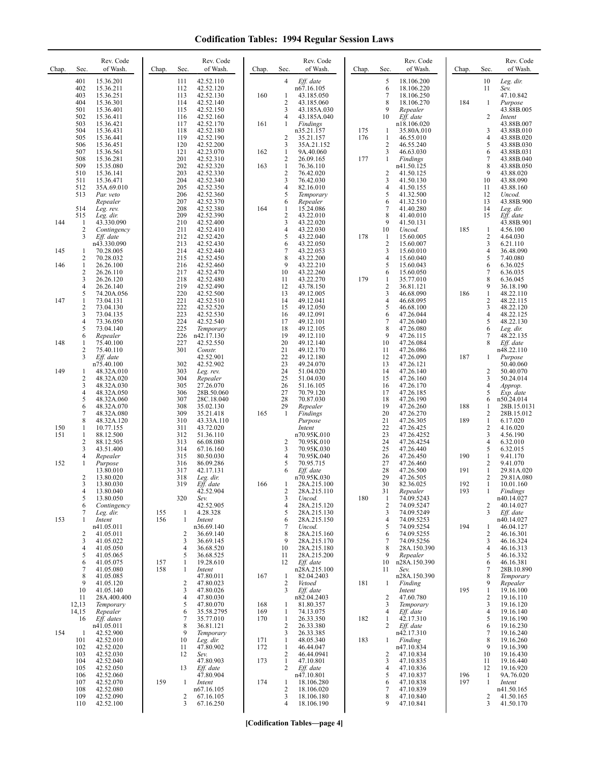# Codification Tables: 1994 Regular Session Laws

| Chap. | Sec. | Rev. Code of Wash. |
|---|---|---|
| | 401 | 15.36.201 |
| | 402 | 15.36.211 |
| | 403 | 15.36.251 |
| | 404 | 15.36.301 |
| | 501 | 15.36.401 |
| | 502 | 15.36.411 |
| | 503 | 15.36.421 |
| | 504 | 15.36.431 |
| | 505 | 15.36.441 |
| | 506 | 15.36.451 |
| | 507 | 15.36.561 |
| | 508 | 15.36.281 |
| | 509 | 15.35.080 |
| | 510 | 15.36.141 |
| | 511 | 15.36.471 |
| | 512 | 35A.69.010 |
| | 513 | *Par. veto* *Repealer* |
| | 514 | *Leg. rev.* |
| | 515 | *Leg. dir.* |
| 144 | 1 | 43.330.090 |
| | 2 | *Contingency* |
| | 3 | *Eff. date* n43.330.090 |
| 145 | 1 | 70.28.005 |
| | 2 | 70.28.032 |
| 146 | 1 | 26.26.100 |
| | 2 | 26.26.110 |
| | 3 | 26.26.120 |
| | 4 | 26.26.140 |
| | 5 | 74.20A.056 |
| 147 | 1 | 73.04.131 |
| | 2 | 73.04.130 |
| | 3 | 73.04.135 |
| | 4 | 73.36.050 |
| | 5 | 73.04.140 |
| | 6 | *Repealer* |
| 148 | 1 | 75.40.100 |
| | 2 | 75.40.110 |
| | 3 | *Eff. date* n75.40.100 |
| 149 | 1 | 48.32A.010 |
| | 2 | 48.32A.020 |
| | 3 | 48.32A.030 |
| | 4 | 48.32A.050 |
| | 5 | 48.32A.060 |
| | 6 | 48.32A.070 |
| | 7 | 48.32A.080 |
| | 8 | 48.32A.120 |
| 150 | 1 | 10.77.155 |
| 151 | 1 | 88.12.500 |
| | 2 | 88.12.505 |
| | 3 | 43.51.400 |
| | 4 | *Repealer* |
| 152 | 1 | *Purpose* 13.80.010 |
| | 2 | 13.80.020 |
| | 3 | 13.80.030 |
| | 4 | 13.80.040 |
| | 5 | 13.80.050 |
| | 6 | *Contingency* |
| | 7 | *Leg. dir.* |
| 153 | 1 | *Intent* n41.05.011 |
| | 2 | 41.05.011 |
| | 3 | 41.05.022 |
| | 4 | 41.05.050 |
| | 5 | 41.05.065 |
| | 6 | 41.05.075 |
| | 7 | 41.05.080 |
| | 8 | 41.05.085 |
| | 9 | 41.05.120 |
| | 10 | 41.05.140 |
| | 11 | 28A.400.400 |
| | 12,13 | *Temporary* |
| | 14,15 | *Repealer* |
| | 16 | *Eff. dates* n41.05.011 |
| 154 | 1 | 42.52.900 |
| | 101 | 42.52.010 |
| | 102 | 42.52.020 |
| | 103 | 42.52.030 |
| | 104 | 42.52.040 |
| | 105 | 42.52.050 |
| | 106 | 42.52.060 |
| | 107 | 42.52.070 |
| | 108 | 42.52.080 |
| | 109 | 42.52.090 |
| | 110 | 42.52.100 |
| | 111 | 42.52.110 |
| | 112 | 42.52.120 |
| | 113 | 42.52.130 |
| | 114 | 42.52.140 |
| | 115 | 42.52.150 |
| | 116 | 42.52.160 |
| | 117 | 42.52.170 |
| | 118 | 42.52.180 |
| | 119 | 42.52.190 |
| | 120 | 42.52.200 |
| | 121 | 42.23.070 |
| | 201 | 42.52.310 |
| | 202 | 42.52.320 |
| | 203 | 42.52.330 |
| | 204 | 42.52.340 |
| | 205 | 42.52.350 |
| | 206 | 42.52.360 |
| | 207 | 42.52.370 |
| | 208 | 42.52.380 |
| | 209 | 42.52.390 |
| | 210 | 42.52.400 |
| | 211 | 42.52.410 |
| | 212 | 42.52.420 |
| | 213 | 42.52.430 |
| | 214 | 42.52.440 |
| | 215 | 42.52.450 |
| | 216 | 42.52.460 |
| | 217 | 42.52.470 |
| | 218 | 42.52.480 |
| | 219 | 42.52.490 |
| | 220 | 42.52.500 |
| | 221 | 42.52.510 |
| | 222 | 42.52.520 |
| | 223 | 42.52.530 |
| | 224 | 42.52.540 |
| | 225 | *Temporary* |
| | 226 | n42.17.130 |
| | 227 | 42.52.550 |
| | 301 | *Constr.* 42.52.901 |
| | 302 | 42.52.902 |
| | 303 | *Leg. rev.* |
| | 304 | *Repealer* |
| | 305 | 27.26.070 |
| | 306 | 28B.50.060 |
| | 307 | 28C.18.040 |
| | 308 | 35.02.130 |
| | 309 | 35.21.418 |
| | 310 | 43.33A.110 |
| | 311 | 43.72.020 |
| | 312 | 51.36.110 |
| | 313 | 66.08.080 |
| | 314 | 67.16.160 |
| | 315 | 80.50.030 |
| | 316 | 86.09.286 |
| | 317 | 42.17.131 |
| | 318 | *Leg. dir.* |
| | 319 | *Eff. date* 42.52.904 |
| | 320 | *Sev.* 42.52.905 |
| 155 | 1 | 4.28.328 |
| 156 | 1 | *Intent* n36.69.140 |
| | 2 | 36.69.140 |
| | 3 | 36.69.145 |
| | 4 | 36.68.520 |
| | 5 | 36.68.525 |
| 157 | 1 | 19.28.610 |
| 158 | 1 | *Intent* 47.80.011 |
| | 2 | 47.80.023 |
| | 3 | 47.80.026 |
| | 4 | 47.80.030 |
| | 5 | 47.80.070 |
| | 6 | 35.58.2795 |
| | 7 | 35.77.010 |
| | 8 | 36.81.121 |
| | 9 | *Temporary* |
| | 10 | *Leg. dir.* |
| | 11 | 47.80.902 |
| | 12 | *Sev.* 47.80.903 |
| | 13 | *Eff. date* 47.80.904 |
| 159 | 1 | *Intent* n67.16.105 |
| | 2 | 67.16.105 |
| | 3 | 67.16.250 |
| | 4 | *Eff. date* n67.16.105 |
| 160 | 1 | 43.185.050 |
| | 2 | 43.185.060 |
| | 3 | 43.185A.030 |
| | 4 | 43.185A.040 |
| 161 | 1 | *Findings* n35.21.157 |
| | 2 | 35.21.157 |
| | 3 | 35A.21.152 |
| 162 | 1 | 9A.40.060 |
| | 2 | 26.09.165 |
| 163 | 1 | 76.36.110 |
| | 2 | 76.42.020 |
| | 3 | 76.42.030 |
| | 4 | 82.16.010 |
| | 5 | *Temporary* |
| | 6 | *Repealer* |
| 164 | 1 | 15.24.086 |
| | 2 | 43.22.010 |
| | 3 | 43.22.020 |
| | 4 | 43.22.030 |
| | 5 | 43.22.040 |
| | 6 | 43.22.050 |
| | 7 | 43.22.053 |
| | 8 | 43.22.200 |
| | 9 | 43.22.210 |
| | 10 | 43.22.260 |
| | 11 | 43.22.270 |
| | 12 | 43.78.150 |
| | 13 | 49.12.005 |
| | 14 | 49.12.041 |
| | 15 | 49.12.050 |
| | 16 | 49.12.091 |
| | 17 | 49.12.101 |
| | 18 | 49.12.105 |
| | 19 | 49.12.110 |
| | 20 | 49.12.140 |
| | 21 | 49.12.170 |
| | 22 | 49.12.180 |
| | 23 | 49.24.070 |
| | 24 | 51.04.020 |
| | 25 | 51.04.030 |
| | 26 | 51.16.105 |
| | 27 | 70.79.120 |
| | 28 | 70.87.030 |
| | 29 | *Repealer* |
| 165 | 1 | *Findings* *Purpose* *Intent* n70.95K.010 |
| | 2 | 70.95K.010 |
| | 3 | 70.95K.030 |
| | 4 | 70.95K.040 |
| | 5 | 70.95.715 |
| | 6 | *Eff. date* n70.95K.030 |
| 166 | 1 | 28A.215.100 |
| | 2 | 28A.215.110 |
| | 3 | *Uncod.* |
| | 4 | 28A.215.120 |
| | 5 | 28A.215.130 |
| | 6 | 28A.215.150 |
| | 7 | *Uncod.* |
| | 8 | 28A.215.160 |
| | 9 | 28A.215.170 |
| | 10 | 28A.215.180 |
| | 11 | 28A.215.200 |
| | 12 | *Eff. date* n28A.215.100 |
| 167 | 1 | 82.04.2403 |
| | 2 | *Vetoed* |
| | 3 | *Eff. date* n82.04.2403 |
| 168 | 1 | 81.80.357 |
| 169 | 1 | 74.13.075 |
| 170 | 1 | 26.33.350 |
| | 2 | 26.33.380 |
| | 3 | 26.33.385 |
| 171 | 1 | 48.05.340 |
| 172 | 1 | 46.44.047 |
| | 2 | 46.44.0941 |
| 173 | 1 | 47.10.801 |
| | 2 | *Eff. date* n47.10.801 |
| 174 | 1 | 18.106.280 |
| | 2 | 18.106.020 |
| | 3 | 18.106.180 |
| | 4 | 18.106.190 |
| | 5 | 18.106.200 |
| | 6 | 18.106.220 |
| | 7 | 18.106.250 |
| | 8 | 18.106.270 |
| | 9 | *Repealer* |
| | 10 | *Eff. date* n18.106.020 |
| 175 | 1 | 35.80A.010 |
| 176 | 1 | 46.55.010 |
| | 2 | 46.55.240 |
| | 3 | 46.63.030 |
| 177 | 1 | *Findings* n41.50.125 |
| | 2 | 41.50.125 |
| | 3 | 41.50.130 |
| | 4 | 41.50.155 |
| | 5 | 41.32.500 |
| | 6 | 41.32.510 |
| | 7 | 41.40.280 |
| | 8 | 41.40.010 |
| | 9 | 41.50.131 |
| | 10 | *Uncod.* |
| 178 | 1 | 15.60.005 |
| | 2 | 15.60.007 |
| | 3 | 15.60.010 |
| | 4 | 15.60.040 |
| | 5 | 15.60.043 |
| | 6 | 15.60.050 |
| 179 | 1 | 35.77.010 |
| | 2 | 36.81.121 |
| | 3 | 46.68.090 |
| | 4 | 46.68.095 |
| | 5 | 46.68.100 |
| | 6 | 47.26.044 |
| | 7 | 47.26.040 |
| | 8 | 47.26.080 |
| | 9 | 47.26.115 |
| | 10 | 47.26.084 |
| | 11 | 47.26.086 |
| | 12 | 47.26.090 |
| | 13 | 47.26.121 |
| | 14 | 47.26.140 |
| | 15 | 47.26.160 |
| | 16 | 47.26.170 |
| | 17 | 47.26.185 |
| | 18 | 47.26.190 |
| | 19 | 47.26.260 |
| | 20 | 47.26.270 |
| | 21 | 47.26.305 |
| | 22 | 47.26.425 |
| | 23 | 47.26.4252 |
| | 24 | 47.26.4254 |
| | 25 | 47.26.440 |
| | 26 | 47.26.450 |
| | 27 | 47.26.460 |
| | 28 | 47.26.500 |
| | 29 | 47.26.505 |
| | 30 | 82.36.025 |
| | 31 | *Repealer* |
| 180 | 1 | 74.09.5243 |
| | 2 | 74.09.5247 |
| | 3 | 74.09.5249 |
| | 4 | 74.09.5253 |
| | 5 | 74.09.5254 |
| | 6 | 74.09.5255 |
| | 7 | 74.09.5256 |
| | 8 | 28A.150.390 |
| | 9 | *Repealer* |
| | 10 | n28A.150.390 |
| | 11 | *Sev.* n28A.150.390 |
| 181 | 1 | *Finding* *Intent* |
| | 2 | 47.60.780 |
| | 3 | *Temporary* |
| | 4 | *Eff. date* |
| 182 | 1 | 42.17.310 |
| | 2 | *Eff. date* n42.17.310 |
| 183 | 1 | *Finding* n47.10.834 |
| | 2 | 47.10.834 |
| | 3 | 47.10.835 |
| | 4 | 47.10.836 |
| | 5 | 47.10.837 |
| | 6 | 47.10.838 |
| | 7 | 47.10.839 |
| | 8 | 47.10.840 |
| | 9 | 47.10.841 |
| | 10 | *Leg. dir.* |
| | 11 | *Sev.* 47.10.842 |
| 184 | 1 | *Purpose* 43.88B.005 |
| | 2 | *Intent* 43.88B.007 |
| | 3 | 43.88B.010 |
| | 4 | 43.88B.020 |
| | 5 | 43.88B.030 |
| | 6 | 43.88B.031 |
| | 7 | 43.88B.040 |
| | 8 | 43.88B.050 |
| | 9 | 43.88.020 |
| | 10 | 43.88.090 |
| | 11 | 43.88.160 |
| | 12 | *Uncod.* |
| | 13 | 43.88B.900 |
| | 14 | *Leg. dir.* |
| | 15 | *Eff. date* 43.88B.901 |
| 185 | 1 | 4.56.100 |
| | 2 | 4.64.030 |
| | 3 | 6.21.110 |
| | 4 | 36.48.090 |
| | 5 | 7.40.080 |
| | 6 | 6.36.025 |
| | 7 | 6.36.035 |
| | 8 | 6.36.045 |
| | 9 | 36.18.190 |
| 186 | 1 | 48.22.110 |
| | 2 | 48.22.115 |
| | 3 | 48.22.120 |
| | 4 | 48.22.125 |
| | 5 | 48.22.130 |
| | 6 | *Leg. dir.* |
| | 7 | 48.22.135 |
| | 8 | *Eff. date* n48.22.110 |
| 187 | 1 | *Purpose* 50.40.060 |
| | 2 | 50.40.070 |
| | 3 | 50.24.014 |
| | 4 | *Approp.* |
| | 5 | *Exp. date* |
| | 6 | n50.24.014 |
| 188 | 1 | 28B.15.0131 |
| | 2 | 28B.15.012 |
| 189 | 1 | 6.17.020 |
| | 2 | 4.16.020 |
| | 3 | 4.56.190 |
| | 4 | 6.32.010 |
| | 5 | 6.32.015 |
| 190 | 1 | 9.41.170 |
| | 2 | 9.41.070 |
| 191 | 1 | 29.81A.020 |
| | 2 | 29.81A.080 |
| 192 | 1 | 10.01.160 |
| 193 | 1 | *Findings* n40.14.027 |
| | 2 | 40.14.027 |
| | 3 | *Eff. date* n40.14.027 |
| 194 | 1 | 46.04.127 |
| | 2 | 46.16.301 |
| | 3 | 46.16.324 |
| | 4 | 46.16.313 |
| | 5 | 46.16.332 |
| | 6 | 46.16.381 |
| | 7 | 28B.10.890 |
| | 8 | *Temporary* |
| | 9 | *Repealer* |
| 195 | 1 | 19.16.100 |
| | 2 | 19.16.110 |
| | 3 | 19.16.120 |
| | 4 | 19.16.140 |
| | 5 | 19.16.190 |
| | 6 | 19.16.230 |
| | 7 | 19.16.240 |
| | 8 | 19.16.260 |
| | 9 | 19.16.390 |
| | 10 | 19.16.430 |
| | 11 | 19.16.440 |
| | 12 | 19.16.920 |
| 196 | 1 | 9A.76.020 |
| 197 | 1 | *Intent* n41.50.165 |
| | 2 | 41.50.165 |
| | 3 | 41.50.170 |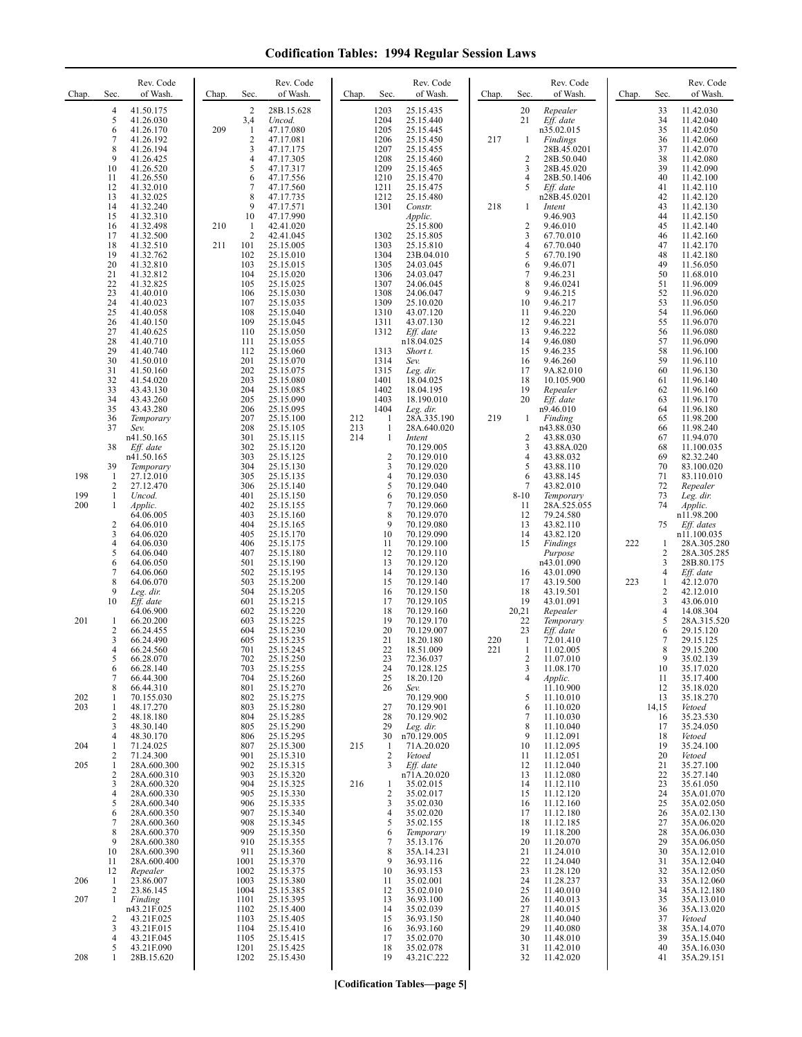# Codification Tables: 1994 Regular Session Laws

| Chap. | Sec. | Rev. Code of Wash. |
|---|---|---|
| | 4 | 41.50.175 |
| | 5 | 41.26.030 |
| | 6 | 41.26.170 |
| | 7 | 41.26.192 |
| | 8 | 41.26.194 |
| | 9 | 41.26.425 |
| | 10 | 41.26.520 |
| | 11 | 41.26.550 |
| | 12 | 41.32.010 |
| | 13 | 41.32.025 |
| | 14 | 41.32.240 |
| | 15 | 41.32.310 |
| | 16 | 41.32.498 |
| | 17 | 41.32.500 |
| | 18 | 41.32.510 |
| | 19 | 41.32.762 |
| | 20 | 41.32.810 |
| | 21 | 41.32.812 |
| | 22 | 41.32.825 |
| | 23 | 41.40.010 |
| | 24 | 41.40.023 |
| | 25 | 41.40.058 |
| | 26 | 41.40.150 |
| | 27 | 41.40.625 |
| | 28 | 41.40.710 |
| | 29 | 41.40.740 |
| | 30 | 41.50.010 |
| | 31 | 41.50.160 |
| | 32 | 41.54.020 |
| | 33 | 43.43.130 |
| | 34 | 43.43.260 |
| | 35 | 43.43.280 |
| | 36 | *Temporary* |
| | 37 | *Sev.* n41.50.165 |
| | 38 | *Eff. date* n41.50.165 |
| | 39 | *Temporary* |
| 198 | 1 | 27.12.010 |
| | 2 | 27.12.470 |
| 199 | 1 | *Uncod.* |
| 200 | 1 | *Applic.* 64.06.005 |
| | 2 | 64.06.010 |
| | 3 | 64.06.020 |
| | 4 | 64.06.030 |
| | 5 | 64.06.040 |
| | 6 | 64.06.050 |
| | 7 | 64.06.060 |
| | 8 | 64.06.070 |
| | 9 | *Leg. dir.* |
| | 10 | *Eff. date* 64.06.900 |
| 201 | 1 | 66.20.200 |
| | 2 | 66.24.455 |
| | 3 | 66.24.490 |
| | 4 | 66.24.560 |
| | 5 | 66.28.070 |
| | 6 | 66.28.140 |
| | 7 | 66.44.300 |
| | 8 | 66.44.310 |
| 202 | 1 | 70.155.030 |
| 203 | 1 | 48.17.270 |
| | 2 | 48.18.180 |
| | 3 | 48.30.140 |
| | 4 | 48.30.170 |
| 204 | 1 | 71.24.025 |
| | 2 | 71.24.300 |
| 205 | 1 | 28A.600.300 |
| | 2 | 28A.600.310 |
| | 3 | 28A.600.320 |
| | 4 | 28A.600.330 |
| | 5 | 28A.600.340 |
| | 6 | 28A.600.350 |
| | 7 | 28A.600.360 |
| | 8 | 28A.600.370 |
| | 9 | 28A.600.380 |
| | 10 | 28A.600.390 |
| | 11 | 28A.600.400 |
| | 12 | *Repealer* |
| 206 | 1 | 23.86.007 |
| | 2 | 23.86.145 |
| 207 | 1 | *Finding* n43.21F.025 |
| | 2 | 43.21F.025 |
| | 3 | 43.21F.015 |
| | 4 | 43.21F.045 |
| | 5 | 43.21F.090 |
| 208 | 1 | 28B.15.620 |
| | 2 | 28B.15.628 |
| | 3,4 | *Uncod.* |
| 209 | 1 | 47.17.080 |
| | 2 | 47.17.081 |
| | 3 | 47.17.175 |
| | 4 | 47.17.305 |
| | 5 | 47.17.317 |
| | 6 | 47.17.556 |
| | 7 | 47.17.560 |
| | 8 | 47.17.735 |
| | 9 | 47.17.571 |
| | 10 | 47.17.990 |
| 210 | 1 | 42.41.020 |
| | 2 | 42.41.045 |
| 211 | 101 | 25.15.005 |
| | 102 | 25.15.010 |
| | 103 | 25.15.015 |
| | 104 | 25.15.020 |
| | 105 | 25.15.025 |
| | 106 | 25.15.030 |
| | 107 | 25.15.035 |
| | 108 | 25.15.040 |
| | 109 | 25.15.045 |
| | 110 | 25.15.050 |
| | 111 | 25.15.055 |
| | 112 | 25.15.060 |
| | 201 | 25.15.070 |
| | 202 | 25.15.075 |
| | 203 | 25.15.080 |
| | 204 | 25.15.085 |
| | 205 | 25.15.090 |
| | 206 | 25.15.095 |
| | 207 | 25.15.100 |
| | 208 | 25.15.105 |
| | 301 | 25.15.115 |
| | 302 | 25.15.120 |
| | 303 | 25.15.125 |
| | 304 | 25.15.130 |
| | 305 | 25.15.135 |
| | 306 | 25.15.140 |
| | 401 | 25.15.150 |
| | 402 | 25.15.155 |
| | 403 | 25.15.160 |
| | 404 | 25.15.165 |
| | 405 | 25.15.170 |
| | 406 | 25.15.175 |
| | 407 | 25.15.180 |
| | 501 | 25.15.190 |
| | 502 | 25.15.195 |
| | 503 | 25.15.200 |
| | 504 | 25.15.205 |
| | 601 | 25.15.215 |
| | 602 | 25.15.220 |
| | 603 | 25.15.225 |
| | 604 | 25.15.230 |
| | 605 | 25.15.235 |
| | 701 | 25.15.245 |
| | 702 | 25.15.250 |
| | 703 | 25.15.255 |
| | 704 | 25.15.260 |
| | 801 | 25.15.270 |
| | 802 | 25.15.275 |
| | 803 | 25.15.280 |
| | 804 | 25.15.285 |
| | 805 | 25.15.290 |
| | 806 | 25.15.295 |
| | 807 | 25.15.300 |
| | 901 | 25.15.310 |
| | 902 | 25.15.315 |
| | 903 | 25.15.320 |
| | 904 | 25.15.325 |
| | 905 | 25.15.330 |
| | 906 | 25.15.335 |
| | 907 | 25.15.340 |
| | 908 | 25.15.345 |
| | 909 | 25.15.350 |
| | 910 | 25.15.355 |
| | 911 | 25.15.360 |
| | 1001 | 25.15.370 |
| | 1002 | 25.15.375 |
| | 1003 | 25.15.380 |
| | 1004 | 25.15.385 |
| | 1101 | 25.15.395 |
| | 1102 | 25.15.400 |
| | 1103 | 25.15.405 |
| | 1104 | 25.15.410 |
| | 1105 | 25.15.415 |
| | 1201 | 25.15.425 |
| | 1202 | 25.15.430 |
| | 1203 | 25.15.435 |
| | 1204 | 25.15.440 |
| | 1205 | 25.15.445 |
| | 1206 | 25.15.450 |
| | 1207 | 25.15.455 |
| | 1208 | 25.15.460 |
| | 1209 | 25.15.465 |
| | 1210 | 25.15.470 |
| | 1211 | 25.15.475 |
| | 1212 | 25.15.480 |
| | 1301 | *Constr. Applic.* 25.15.800 |
| | 1302 | 25.15.805 |
| | 1303 | 25.15.810 |
| | 1304 | 23B.04.010 |
| | 1305 | 24.03.045 |
| | 1306 | 24.03.047 |
| | 1307 | 24.06.045 |
| | 1308 | 24.06.047 |
| | 1309 | 25.10.020 |
| | 1310 | 43.07.120 |
| | 1311 | 43.07.130 |
| | 1312 | *Eff. date* n18.04.025 |
| | 1313 | *Short t.* |
| | 1314 | *Sev.* |
| | 1315 | *Leg. dir.* |
| | 1401 | 18.04.025 |
| | 1402 | 18.04.195 |
| | 1403 | 18.190.010 |
| | 1404 | *Leg. dir.* |
| 212 | 1 | 28A.335.190 |
| 213 | 1 | 28A.640.020 |
| 214 | 1 | *Intent* 70.129.005 |
| | 2 | 70.129.010 |
| | 3 | 70.129.020 |
| | 4 | 70.129.030 |
| | 5 | 70.129.040 |
| | 6 | 70.129.050 |
| | 7 | 70.129.060 |
| | 8 | 70.129.070 |
| | 9 | 70.129.080 |
| | 10 | 70.129.090 |
| | 11 | 70.129.100 |
| | 12 | 70.129.110 |
| | 13 | 70.129.120 |
| | 14 | 70.129.130 |
| | 15 | 70.129.140 |
| | 16 | 70.129.150 |
| | 17 | 70.129.105 |
| | 18 | 70.129.160 |
| | 19 | 70.129.170 |
| | 20 | 70.129.007 |
| | 21 | 18.20.180 |
| | 22 | 18.51.009 |
| | 23 | 72.36.037 |
| | 24 | 70.128.125 |
| | 25 | 18.20.120 |
| | 26 | *Sev.* 70.129.900 |
| | 27 | 70.129.901 |
| | 28 | 70.129.902 |
| | 29 | *Leg. dir.* |
| | 30 | n70.129.005 |
| 215 | 1 | 71A.20.020 |
| | 2 | *Vetoed* |
| | 3 | *Eff. date* n71A.20.020 |
| 216 | 1 | 35.02.015 |
| | 2 | 35.02.017 |
| | 3 | 35.02.030 |
| | 4 | 35.02.020 |
| | 5 | 35.02.155 |
| | 6 | *Temporary* |
| | 7 | 35.13.176 |
| | 8 | 35A.14.231 |
| | 9 | 36.93.116 |
| | 10 | 36.93.153 |
| | 11 | 35.02.001 |
| | 12 | 35.02.010 |
| | 13 | 36.93.100 |
| | 14 | 35.02.039 |
| | 15 | 36.93.150 |
| | 16 | 36.93.160 |
| | 17 | 35.02.070 |
| | 18 | 35.02.078 |
| | 19 | 43.21C.222 |
| | 20 | *Repealer* |
| | 21 | *Eff. date* n35.02.015 |
| 217 | 1 | *Findings* 28B.45.0201 |
| | 2 | 28B.50.040 |
| | 3 | 28B.45.020 |
| | 4 | 28B.50.1406 |
| | 5 | *Eff. date* n28B.45.0201 |
| 218 | 1 | *Intent* 9.46.903 |
| | 2 | 9.46.010 |
| | 3 | 67.70.010 |
| | 4 | 67.70.040 |
| | 5 | 67.70.190 |
| | 6 | 9.46.071 |
| | 7 | 9.46.231 |
| | 8 | 9.46.0241 |
| | 9 | 9.46.215 |
| | 10 | 9.46.217 |
| | 11 | 9.46.220 |
| | 12 | 9.46.221 |
| | 13 | 9.46.222 |
| | 14 | 9.46.080 |
| | 15 | 9.46.235 |
| | 16 | 9.46.260 |
| | 17 | 9A.82.010 |
| | 18 | 10.105.900 |
| | 19 | *Repealer* |
| | 20 | *Eff. date* n9.46.010 |
| 219 | 1 | *Finding* n43.88.030 |
| | 2 | 43.88.030 |
| | 3 | 43.88A.020 |
| | 4 | 43.88.032 |
| | 5 | 43.88.110 |
| | 6 | 43.88.145 |
| | 7 | 43.82.010 |
| | 8-10 | *Temporary* |
| | 11 | 28A.525.055 |
| | 12 | 79.24.580 |
| | 13 | 43.82.110 |
| | 14 | 43.82.120 |
| | 15 | *Findings Purpose* n43.01.090 |
| | 16 | 43.01.090 |
| | 17 | 43.19.500 |
| | 18 | 43.19.501 |
| | 19 | 43.01.091 |
| | 20,21 | *Repealer* |
| | 22 | *Temporary* |
| | 23 | *Eff. date* |
| 220 | 1 | 72.01.410 |
| 221 | 1 | 11.02.005 |
| | 2 | 11.07.010 |
| | 3 | 11.08.170 |
| | 4 | *Applic.* 11.10.900 |
| | 5 | 11.10.010 |
| | 6 | 11.10.020 |
| | 7 | 11.10.030 |
| | 8 | 11.10.040 |
| | 9 | 11.12.091 |
| | 10 | 11.12.095 |
| | 11 | 11.12.051 |
| | 12 | 11.12.040 |
| | 13 | 11.12.080 |
| | 14 | 11.12.110 |
| | 15 | 11.12.120 |
| | 16 | 11.12.160 |
| | 17 | 11.12.180 |
| | 18 | 11.12.185 |
| | 19 | 11.18.200 |
| | 20 | 11.20.070 |
| | 21 | 11.24.010 |
| | 22 | 11.24.040 |
| | 23 | 11.28.120 |
| | 24 | 11.28.237 |
| | 25 | 11.40.010 |
| | 26 | 11.40.013 |
| | 27 | 11.40.015 |
| | 28 | 11.40.040 |
| | 29 | 11.40.080 |
| | 30 | 11.48.010 |
| | 31 | 11.42.010 |
| | 32 | 11.42.020 |
| | 33 | 11.42.030 |
| | 34 | 11.42.040 |
| | 35 | 11.42.050 |
| | 36 | 11.42.060 |
| | 37 | 11.42.070 |
| | 38 | 11.42.080 |
| | 39 | 11.42.090 |
| | 40 | 11.42.100 |
| | 41 | 11.42.110 |
| | 42 | 11.42.120 |
| | 43 | 11.42.130 |
| | 44 | 11.42.150 |
| | 45 | 11.42.140 |
| | 46 | 11.42.160 |
| | 47 | 11.42.170 |
| | 48 | 11.42.180 |
| | 49 | 11.56.050 |
| | 50 | 11.68.010 |
| | 51 | 11.96.009 |
| | 52 | 11.96.020 |
| | 53 | 11.96.050 |
| | 54 | 11.96.060 |
| | 55 | 11.96.070 |
| | 56 | 11.96.080 |
| | 57 | 11.96.090 |
| | 58 | 11.96.100 |
| | 59 | 11.96.110 |
| | 60 | 11.96.130 |
| | 61 | 11.96.140 |
| | 62 | 11.96.160 |
| | 63 | 11.96.170 |
| | 64 | 11.96.180 |
| | 65 | 11.98.200 |
| | 66 | 11.98.240 |
| | 67 | 11.94.070 |
| | 68 | 11.100.035 |
| | 69 | 82.32.240 |
| | 70 | 83.100.020 |
| | 71 | 83.110.010 |
| | 72 | *Repealer* |
| | 73 | *Leg. dir.* |
| | 74 | *Applic.* n11.98.200 |
| | 75 | *Eff. dates* n11.100.035 |
| 222 | 1 | 28A.305.280 |
| | 2 | 28A.305.285 |
| | 3 | 28B.80.175 |
| | 4 | *Eff. date* |
| 223 | 1 | 42.12.070 |
| | 2 | 42.12.010 |
| | 3 | 43.06.010 |
| | 4 | 14.08.304 |
| | 5 | 28A.315.520 |
| | 6 | 29.15.120 |
| | 7 | 29.15.125 |
| | 8 | 29.15.200 |
| | 9 | 35.02.139 |
| | 10 | 35.17.020 |
| | 11 | 35.17.400 |
| | 12 | 35.18.020 |
| | 13 | 35.18.270 |
| | 14,15 | *Vetoed* |
| | 16 | 35.23.530 |
| | 17 | 35.24.050 |
| | 18 | *Vetoed* |
| | 19 | 35.24.100 |
| | 20 | *Vetoed* |
| | 21 | 35.27.100 |
| | 22 | 35.27.140 |
| | 23 | 35.61.050 |
| | 24 | 35A.01.070 |
| | 25 | 35A.02.050 |
| | 26 | 35A.02.130 |
| | 27 | 35A.06.020 |
| | 28 | 35A.06.030 |
| | 29 | 35A.06.050 |
| | 30 | 35A.12.010 |
| | 31 | 35A.12.040 |
| | 32 | 35A.12.050 |
| | 33 | 35A.12.060 |
| | 34 | 35A.12.180 |
| | 35 | 35A.13.010 |
| | 36 | 35A.13.020 |
| | 37 | *Vetoed* |
| | 38 | 35A.14.070 |
| | 39 | 35A.15.040 |
| | 40 | 35A.16.030 |
| | 41 | 35A.29.151 |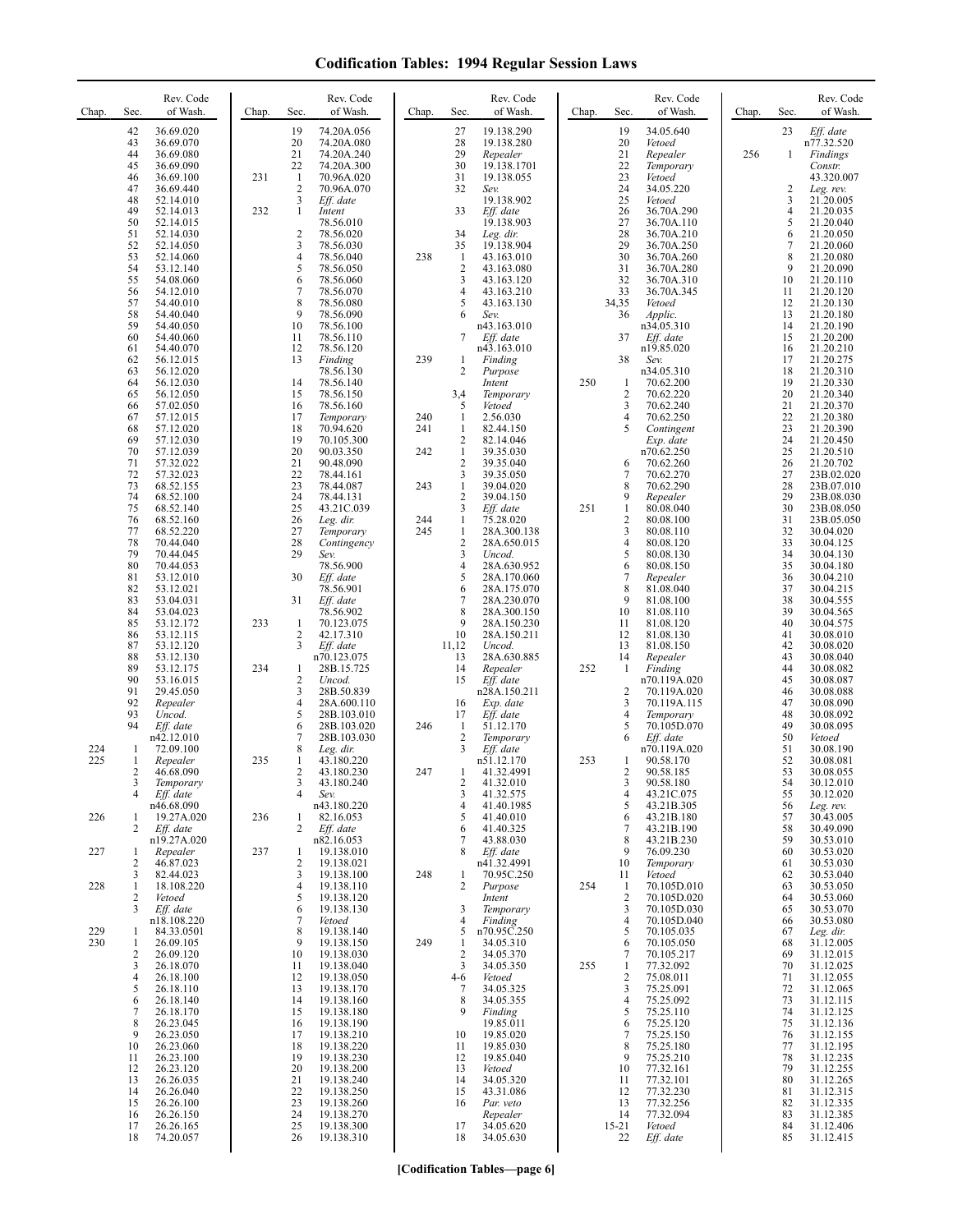# Codification Tables: 1994 Regular Session Laws

| Chap. | Sec. | Rev. Code of Wash. |
|---|---|---|
| | 42 | 36.69.020 |
| | 43 | 36.69.070 |
| | 44 | 36.69.080 |
| | 45 | 36.69.090 |
| | 46 | 36.69.100 |
| | 47 | 36.69.440 |
| | 48 | 52.14.010 |
| | 49 | 52.14.013 |
| | 50 | 52.14.015 |
| | 51 | 52.14.030 |
| | 52 | 52.14.050 |
| | 53 | 52.14.060 |
| | 54 | 53.12.140 |
| | 55 | 54.08.060 |
| | 56 | 54.12.010 |
| | 57 | 54.40.010 |
| | 58 | 54.40.040 |
| | 59 | 54.40.050 |
| | 60 | 54.40.060 |
| | 61 | 54.40.070 |
| | 62 | 56.12.015 |
| | 63 | 56.12.020 |
| | 64 | 56.12.030 |
| | 65 | 56.12.050 |
| | 66 | 57.02.050 |
| | 67 | 57.12.015 |
| | 68 | 57.12.020 |
| | 69 | 57.12.030 |
| | 70 | 57.12.039 |
| | 71 | 57.32.022 |
| | 72 | 57.32.023 |
| | 73 | 68.52.155 |
| | 74 | 68.52.100 |
| | 75 | 68.52.140 |
| | 76 | 68.52.160 |
| | 77 | 68.52.220 |
| | 78 | 70.44.040 |
| | 79 | 70.44.045 |
| | 80 | 70.44.053 |
| | 81 | 53.12.010 |
| | 82 | 53.12.021 |
| | 83 | 53.04.031 |
| | 84 | 53.04.023 |
| | 85 | 53.12.172 |
| | 86 | 53.12.115 |
| | 87 | 53.12.120 |
| | 88 | 53.12.130 |
| | 89 | 53.12.175 |
| | 90 | 53.16.015 |
| | 91 | 29.45.050 |
| | 92 | *Repealer* |
| | 93 | *Uncod.* |
| | 94 | *Eff. date* n42.12.010 |
| 224 | 1 | 72.09.100 |
| 225 | 1 | *Repealer* |
| | 2 | 46.68.090 |
| | 3 | *Temporary* |
| | 4 | *Eff. date* n46.68.090 |
| 226 | 1 | 19.27A.020 |
| | 2 | *Eff. date* n19.27A.020 |
| 227 | 1 | *Repealer* |
| | 2 | 46.87.023 |
| | 3 | 82.44.023 |
| 228 | 1 | 18.108.220 |
| | 2 | *Vetoed* |
| | 3 | *Eff. date* n18.108.220 |
| 229 | 1 | 84.33.0501 |
| 230 | 1 | 26.09.105 |
| | 2 | 26.09.120 |
| | 3 | 26.18.070 |
| | 4 | 26.18.100 |
| | 5 | 26.18.110 |
| | 6 | 26.18.140 |
| | 7 | 26.18.170 |
| | 8 | 26.23.045 |
| | 9 | 26.23.050 |
| | 10 | 26.23.060 |
| | 11 | 26.23.100 |
| | 12 | 26.23.120 |
| | 13 | 26.26.035 |
| | 14 | 26.26.040 |
| | 15 | 26.26.100 |
| | 16 | 26.26.150 |
| | 17 | 26.26.165 |
| | 18 | 74.20.057 |
| | 19 | 74.20A.056 |
| | 20 | 74.20A.080 |
| | 21 | 74.20A.240 |
| | 22 | 74.20A.300 |
| 231 | 1 | 70.96A.020 |
| | 2 | 70.96A.070 |
| | 3 | *Eff. date* |
| 232 | 1 | *Intent* 78.56.010 |
| | 2 | 78.56.020 |
| | 3 | 78.56.030 |
| | 4 | 78.56.040 |
| | 5 | 78.56.050 |
| | 6 | 78.56.060 |
| | 7 | 78.56.070 |
| | 8 | 78.56.080 |
| | 9 | 78.56.090 |
| | 10 | 78.56.100 |
| | 11 | 78.56.110 |
| | 12 | 78.56.120 |
| | 13 | *Finding* 78.56.130 |
| | 14 | 78.56.140 |
| | 15 | 78.56.150 |
| | 16 | 78.56.160 |
| | 17 | *Temporary* |
| | 18 | 70.94.620 |
| | 19 | 70.105.300 |
| | 20 | 90.03.350 |
| | 21 | 90.48.090 |
| | 22 | 78.44.161 |
| | 23 | 78.44.087 |
| | 24 | 78.44.131 |
| | 25 | 43.21C.039 |
| | 26 | *Leg. dir.* |
| | 27 | *Temporary* |
| | 28 | *Contingency* |
| | 29 | *Sev.* 78.56.900 |
| | 30 | *Eff. date* 78.56.901 |
| | 31 | *Eff. date* 78.56.902 |
| 233 | 1 | 70.123.075 |
| | 2 | 42.17.310 |
| | 3 | *Eff. date* n70.123.075 |
| 234 | 1 | 28B.15.725 |
| | 2 | *Uncod.* |
| | 3 | 28B.50.839 |
| | 4 | 28A.600.110 |
| | 5 | 28B.103.010 |
| | 6 | 28B.103.020 |
| | 7 | 28B.103.030 |
| | 8 | *Leg. dir.* |
| 235 | 1 | 43.180.220 |
| | 2 | 43.180.230 |
| | 3 | 43.180.240 |
| | 4 | *Sev.* n43.180.220 |
| 236 | 1 | 82.16.053 |
| | 2 | *Eff. date* n82.16.053 |
| 237 | 1 | 19.138.010 |
| | 2 | 19.138.021 |
| | 3 | 19.138.100 |
| | 4 | 19.138.110 |
| | 5 | 19.138.120 |
| | 6 | 19.138.130 |
| | 7 | *Vetoed* |
| | 8 | 19.138.140 |
| | 9 | 19.138.150 |
| | 10 | 19.138.030 |
| | 11 | 19.138.040 |
| | 12 | 19.138.050 |
| | 13 | 19.138.170 |
| | 14 | 19.138.160 |
| | 15 | 19.138.180 |
| | 16 | 19.138.190 |
| | 17 | 19.138.210 |
| | 18 | 19.138.220 |
| | 19 | 19.138.230 |
| | 20 | 19.138.200 |
| | 21 | 19.138.240 |
| | 22 | 19.138.250 |
| | 23 | 19.138.260 |
| | 24 | 19.138.270 |
| | 25 | 19.138.300 |
| | 26 | 19.138.310 |
| | 27 | 19.138.290 |
| | 28 | 19.138.280 |
| | 29 | *Repealer* |
| | 30 | 19.138.1701 |
| | 31 | 19.138.055 |
| | 32 | *Sev.* 19.138.902 |
| | 33 | *Eff. date* 19.138.903 |
| | 34 | *Leg. dir.* |
| | 35 | 19.138.904 |
| 238 | 1 | 43.163.010 |
| | 2 | 43.163.080 |
| | 3 | 43.163.120 |
| | 4 | 43.163.210 |
| | 5 | 43.163.130 |
| | 6 | *Sev.* n43.163.010 |
| | 7 | *Eff. date* n43.163.010 |
| 239 | 1 | *Finding* |
| | 2 | *Purpose* *Intent* |
| | 3,4 | *Temporary* |
| | 5 | *Vetoed* |
| 240 | 1 | 2.56.030 |
| 241 | 1 | 82.44.150 |
| | 2 | 82.14.046 |
| 242 | 1 | 39.35.030 |
| | 2 | 39.35.040 |
| | 3 | 39.35.050 |
| 243 | 1 | 39.04.020 |
| | 2 | 39.04.150 |
| | 3 | *Eff. date* |
| 244 | 1 | 75.28.020 |
| 245 | 1 | 28A.300.138 |
| | 2 | 28A.650.015 |
| | 3 | *Uncod.* |
| | 4 | 28A.630.952 |
| | 5 | 28A.170.060 |
| | 6 | 28A.175.070 |
| | 7 | 28A.230.070 |
| | 8 | 28A.300.150 |
| | 9 | 28A.150.230 |
| | 10 | 28A.150.211 |
| | 11,12 | *Uncod.* |
| | 13 | 28A.630.885 |
| | 14 | *Repealer* |
| | 15 | *Eff. date* n28A.150.211 |
| | 16 | *Exp. date* |
| | 17 | *Eff. date* |
| 246 | 1 | 51.12.170 |
| | 2 | *Temporary* |
| | 3 | *Eff. date* n51.12.170 |
| 247 | 1 | 41.32.4991 |
| | 2 | 41.32.010 |
| | 3 | 41.32.575 |
| | 4 | 41.40.1985 |
| | 5 | 41.40.010 |
| | 6 | 41.40.325 |
| | 7 | 43.88.030 |
| | 8 | *Eff. date* n41.32.4991 |
| 248 | 1 | 70.95C.250 |
| | 2 | *Purpose* *Intent* |
| | 3 | *Temporary* |
| | 4 | *Finding* |
| | 5 | n70.95C.250 |
| 249 | 1 | 34.05.310 |
| | 2 | 34.05.370 |
| | 3 | 34.05.350 |
| | 4-6 | *Vetoed* |
| | 7 | 34.05.325 |
| | 8 | 34.05.355 |
| | 9 | *Finding* 19.85.011 |
| | 10 | 19.85.020 |
| | 11 | 19.85.030 |
| | 12 | 19.85.040 |
| | 13 | *Vetoed* |
| | 14 | 34.05.320 |
| | 15 | 43.31.086 |
| | 16 | *Par. veto* *Repealer* |
| | 17 | 34.05.620 |
| | 18 | 34.05.630 |
| | 19 | 34.05.640 |
| | 20 | *Vetoed* |
| | 21 | *Repealer* |
| | 22 | *Temporary* |
| | 23 | *Vetoed* |
| | 24 | 34.05.220 |
| | 25 | *Vetoed* |
| | 26 | 36.70A.290 |
| | 27 | 36.70A.110 |
| | 28 | 36.70A.210 |
| | 29 | 36.70A.250 |
| | 30 | 36.70A.260 |
| | 31 | 36.70A.280 |
| | 32 | 36.70A.310 |
| | 33 | 36.70A.345 |
| | 34,35 | *Vetoed* |
| | 36 | *Applic.* n34.05.310 |
| | 37 | *Eff. date* n19.85.020 |
| | 38 | *Sev.* n34.05.310 |
| 250 | 1 | 70.62.200 |
| | 2 | 70.62.220 |
| | 3 | 70.62.240 |
| | 4 | 70.62.250 |
| | 5 | *Contingent* *Exp. date* n70.62.250 |
| | 6 | 70.62.260 |
| | 7 | 70.62.270 |
| | 8 | 70.62.290 |
| | 9 | *Repealer* |
| 251 | 1 | 80.08.040 |
| | 2 | 80.08.100 |
| | 3 | 80.08.110 |
| | 4 | 80.08.120 |
| | 5 | 80.08.130 |
| | 6 | 80.08.150 |
| | 7 | *Repealer* |
| | 8 | 81.08.040 |
| | 9 | 81.08.100 |
| | 10 | 81.08.110 |
| | 11 | 81.08.120 |
| | 12 | 81.08.130 |
| | 13 | 81.08.150 |
| | 14 | *Repealer* |
| 252 | 1 | *Finding* n70.119A.020 |
| | 2 | 70.119A.020 |
| | 3 | 70.119A.115 |
| | 4 | *Temporary* |
| | 5 | 70.105D.070 |
| | 6 | *Eff. date* n70.119A.020 |
| 253 | 1 | 90.58.170 |
| | 2 | 90.58.185 |
| | 3 | 90.58.180 |
| | 4 | 43.21C.075 |
| | 5 | 43.21B.305 |
| | 6 | 43.21B.180 |
| | 7 | 43.21B.190 |
| | 8 | 43.21B.230 |
| | 9 | 76.09.230 |
| | 10 | *Temporary* |
| | 11 | *Vetoed* |
| 254 | 1 | 70.105D.010 |
| | 2 | 70.105D.020 |
| | 3 | 70.105D.030 |
| | 4 | 70.105D.040 |
| | 5 | 70.105.035 |
| | 6 | 70.105.050 |
| | 7 | 70.105.217 |
| 255 | 1 | 77.32.092 |
| | 2 | 75.08.011 |
| | 3 | 75.25.091 |
| | 4 | 75.25.092 |
| | 5 | 75.25.110 |
| | 6 | 75.25.120 |
| | 7 | 75.25.150 |
| | 8 | 75.25.180 |
| | 9 | 75.25.210 |
| | 10 | 77.32.161 |
| | 11 | 77.32.101 |
| | 12 | 77.32.230 |
| | 13 | 77.32.256 |
| | 14 | 77.32.094 |
| | 15-21 | *Vetoed* |
| | 22 | *Eff. date* |
| | 23 | *Eff. date* n77.32.520 |
| 256 | 1 | *Findings* *Constr.* 43.320.007 |
| | 2 | *Leg. rev.* |
| | 3 | 21.20.005 |
| | 4 | 21.20.035 |
| | 5 | 21.20.040 |
| | 6 | 21.20.050 |
| | 7 | 21.20.060 |
| | 8 | 21.20.080 |
| | 9 | 21.20.090 |
| | 10 | 21.20.110 |
| | 11 | 21.20.120 |
| | 12 | 21.20.130 |
| | 13 | 21.20.180 |
| | 14 | 21.20.190 |
| | 15 | 21.20.200 |
| | 16 | 21.20.210 |
| | 17 | 21.20.275 |
| | 18 | 21.20.310 |
| | 19 | 21.20.330 |
| | 20 | 21.20.340 |
| | 21 | 21.20.370 |
| | 22 | 21.20.380 |
| | 23 | 21.20.390 |
| | 24 | 21.20.450 |
| | 25 | 21.20.510 |
| | 26 | 21.20.702 |
| | 27 | 23B.02.020 |
| | 28 | 23B.07.010 |
| | 29 | 23B.08.030 |
| | 30 | 23B.08.050 |
| | 31 | 23B.05.050 |
| | 32 | 30.04.020 |
| | 33 | 30.04.125 |
| | 34 | 30.04.130 |
| | 35 | 30.04.180 |
| | 36 | 30.04.210 |
| | 37 | 30.04.215 |
| | 38 | 30.04.555 |
| | 39 | 30.04.565 |
| | 40 | 30.04.575 |
| | 41 | 30.08.010 |
| | 42 | 30.08.020 |
| | 43 | 30.08.040 |
| | 44 | 30.08.082 |
| | 45 | 30.08.087 |
| | 46 | 30.08.088 |
| | 47 | 30.08.090 |
| | 48 | 30.08.092 |
| | 49 | 30.08.095 |
| | 50 | *Vetoed* |
| | 51 | 30.08.190 |
| | 52 | 30.08.081 |
| | 53 | 30.08.055 |
| | 54 | 30.12.010 |
| | 55 | 30.12.020 |
| | 56 | *Leg. rev.* |
| | 57 | 30.43.005 |
| | 58 | 30.49.090 |
| | 59 | 30.53.010 |
| | 60 | 30.53.020 |
| | 61 | 30.53.030 |
| | 62 | 30.53.040 |
| | 63 | 30.53.050 |
| | 64 | 30.53.060 |
| | 65 | 30.53.070 |
| | 66 | 30.53.080 |
| | 67 | *Leg. dir.* |
| | 68 | 31.12.005 |
| | 69 | 31.12.015 |
| | 70 | 31.12.025 |
| | 71 | 31.12.055 |
| | 72 | 31.12.065 |
| | 73 | 31.12.115 |
| | 74 | 31.12.125 |
| | 75 | 31.12.136 |
| | 76 | 31.12.155 |
| | 77 | 31.12.195 |
| | 78 | 31.12.235 |
| | 79 | 31.12.255 |
| | 80 | 31.12.265 |
| | 81 | 31.12.315 |
| | 82 | 31.12.335 |
| | 83 | 31.12.385 |
| | 84 | 31.12.406 |
| | 85 | 31.12.415 |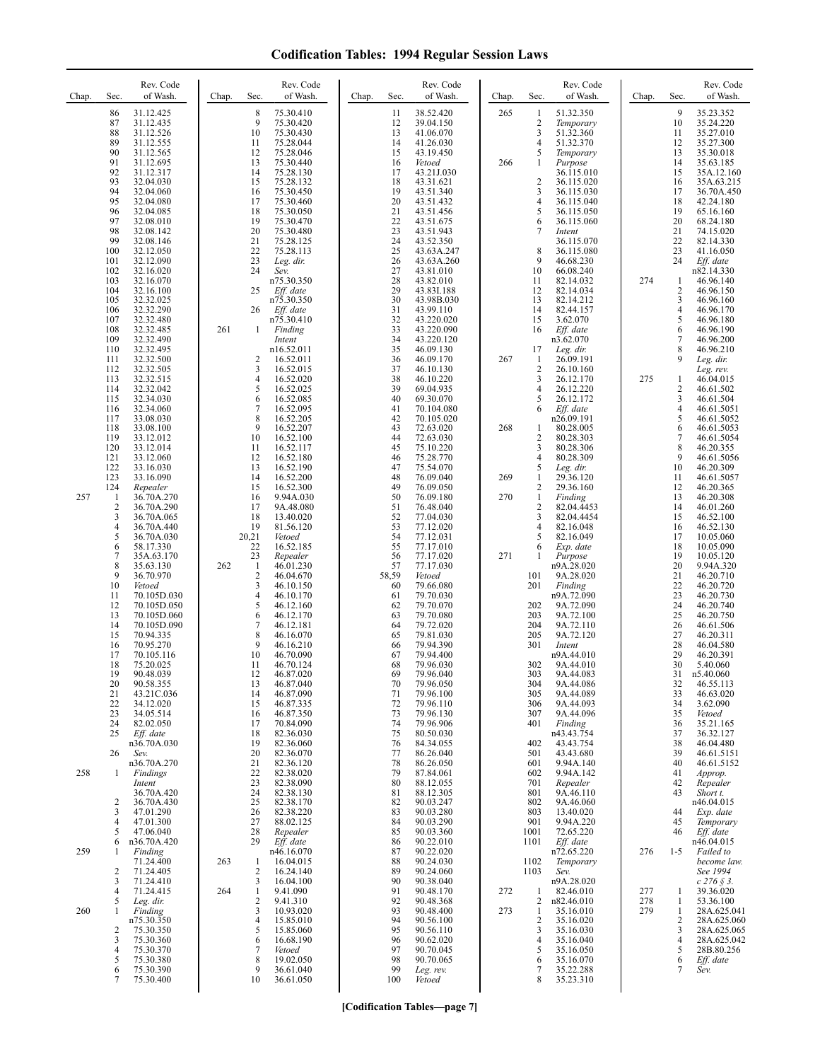# Codification Tables: 1994 Regular Session Laws

| Chap. | Sec. | Rev. Code of Wash. |
|---|---|---|
| | 86 | 31.12.425 |
| | 87 | 31.12.435 |
| | 88 | 31.12.526 |
| | 89 | 31.12.555 |
| | 90 | 31.12.565 |
| | 91 | 31.12.695 |
| | 92 | 31.12.317 |
| | 93 | 32.04.030 |
| | 94 | 32.04.060 |
| | 95 | 32.04.080 |
| | 96 | 32.04.085 |
| | 97 | 32.08.010 |
| | 98 | 32.08.142 |
| | 99 | 32.08.146 |
| | 100 | 32.12.050 |
| | 101 | 32.12.090 |
| | 102 | 32.16.020 |
| | 103 | 32.16.070 |
| | 104 | 32.16.100 |
| | 105 | 32.32.025 |
| | 106 | 32.32.290 |
| | 107 | 32.32.480 |
| | 108 | 32.32.485 |
| | 109 | 32.32.490 |
| | 110 | 32.32.495 |
| | 111 | 32.32.500 |
| | 112 | 32.32.505 |
| | 113 | 32.32.515 |
| | 114 | 32.32.042 |
| | 115 | 32.34.030 |
| | 116 | 32.34.060 |
| | 117 | 33.08.030 |
| | 118 | 33.08.100 |
| | 119 | 33.12.012 |
| | 120 | 33.12.014 |
| | 121 | 33.12.060 |
| | 122 | 33.16.030 |
| | 123 | 33.16.090 |
| | 124 | *Repealer* |
| 257 | 1 | 36.70A.270 |
| | 2 | 36.70A.290 |
| | 3 | 36.70A.065 |
| | 4 | 36.70A.440 |
| | 5 | 36.70A.030 |
| | 6 | 58.17.330 |
| | 7 | 35A.63.170 |
| | 8 | 35.63.130 |
| | 9 | 36.70.970 |
| | 10 | *Vetoed* |
| | 11 | 70.105D.030 |
| | 12 | 70.105D.050 |
| | 13 | 70.105D.060 |
| | 14 | 70.105D.090 |
| | 15 | 70.94.335 |
| | 16 | 70.95.270 |
| | 17 | 70.105.116 |
| | 18 | 75.20.025 |
| | 19 | 90.48.039 |
| | 20 | 90.58.355 |
| | 21 | 43.21C.036 |
| | 22 | 34.12.020 |
| | 23 | 34.05.514 |
| | 24 | 82.02.050 |
| | 25 | *Eff. date* n36.70A.030 |
| | 26 | *Sev.* n36.70A.270 |
| 258 | 1 | *Findings Intent* 36.70A.420 |
| | 2 | 36.70A.430 |
| | 3 | 47.01.290 |
| | 4 | 47.01.300 |
| | 5 | 47.06.040 |
| | 6 | n36.70A.420 |
| 259 | 1 | *Finding* 71.24.400 |
| | 2 | 71.24.405 |
| | 3 | 71.24.410 |
| | 4 | 71.24.415 |
| | 5 | *Leg. dir.* |
| 260 | 1 | *Finding* n75.30.350 |
| | 2 | 75.30.350 |
| | 3 | 75.30.360 |
| | 4 | 75.30.370 |
| | 5 | 75.30.380 |
| | 6 | 75.30.390 |
| | 7 | 75.30.400 |
| | 8 | 75.30.410 |
| | 9 | 75.30.420 |
| | 10 | 75.30.430 |
| | 11 | 75.28.044 |
| | 12 | 75.28.046 |
| | 13 | 75.30.440 |
| | 14 | 75.28.130 |
| | 15 | 75.28.132 |
| | 16 | 75.30.450 |
| | 17 | 75.30.460 |
| | 18 | 75.30.050 |
| | 19 | 75.30.470 |
| | 20 | 75.30.480 |
| | 21 | 75.28.125 |
| | 22 | 75.28.113 |
| | 23 | *Leg. dir.* |
| | 24 | *Sev.* n75.30.350 |
| | 25 | *Eff. date* n75.30.350 |
| | 26 | *Eff. date* n75.30.410 |
| 261 | 1 | *Finding Intent* n16.52.011 |
| | 2 | 16.52.011 |
| | 3 | 16.52.015 |
| | 4 | 16.52.020 |
| | 5 | 16.52.025 |
| | 6 | 16.52.085 |
| | 7 | 16.52.095 |
| | 8 | 16.52.205 |
| | 9 | 16.52.207 |
| | 10 | 16.52.100 |
| | 11 | 16.52.117 |
| | 12 | 16.52.180 |
| | 13 | 16.52.190 |
| | 14 | 16.52.200 |
| | 15 | 16.52.300 |
| | 16 | 9.94A.030 |
| | 17 | 9A.48.080 |
| | 18 | 13.40.020 |
| | 19 | 81.56.120 |
| | 20,21 | *Vetoed* |
| | 22 | 16.52.185 |
| | 23 | *Repealer* |
| 262 | 1 | 46.01.230 |
| | 2 | 46.04.670 |
| | 3 | 46.10.150 |
| | 4 | 46.10.170 |
| | 5 | 46.12.160 |
| | 6 | 46.12.170 |
| | 7 | 46.12.181 |
| | 8 | 46.16.070 |
| | 9 | 46.16.210 |
| | 10 | 46.70.090 |
| | 11 | 46.70.124 |
| | 12 | 46.87.020 |
| | 13 | 46.87.040 |
| | 14 | 46.87.090 |
| | 15 | 46.87.335 |
| | 16 | 46.87.350 |
| | 17 | 70.84.090 |
| | 18 | 82.36.030 |
| | 19 | 82.36.060 |
| | 20 | 82.36.070 |
| | 21 | 82.36.120 |
| | 22 | 82.38.020 |
| | 23 | 82.38.090 |
| | 24 | 82.38.130 |
| | 25 | 82.38.170 |
| | 26 | 82.38.220 |
| | 27 | 88.02.125 |
| | 28 | *Repealer* |
| | 29 | *Eff. date* n46.16.070 |
| 263 | 1 | 16.04.015 |
| | 2 | 16.24.140 |
| | 3 | 16.04.100 |
| 264 | 1 | 9.41.090 |
| | 2 | 9.41.310 |
| | 3 | 10.93.020 |
| | 4 | 15.85.010 |
| | 5 | 15.85.060 |
| | 6 | 16.68.190 |
| | 7 | *Vetoed* |
| | 8 | 19.02.050 |
| | 9 | 36.61.040 |
| | 10 | 36.61.050 |
| | 11 | 38.52.420 |
| | 12 | 39.04.150 |
| | 13 | 41.06.070 |
| | 14 | 41.26.030 |
| | 15 | 43.19.450 |
| | 16 | *Vetoed* |
| | 17 | 43.21J.030 |
| | 18 | 43.31.621 |
| | 19 | 43.51.340 |
| | 20 | 43.51.432 |
| | 21 | 43.51.456 |
| | 22 | 43.51.675 |
| | 23 | 43.51.943 |
| | 24 | 43.52.350 |
| | 25 | 43.63A.247 |
| | 26 | 43.63A.260 |
| | 27 | 43.81.010 |
| | 28 | 43.82.010 |
| | 29 | 43.83I.188 |
| | 30 | 43.98B.030 |
| | 31 | 43.99.110 |
| | 32 | 43.220.020 |
| | 33 | 43.220.090 |
| | 34 | 43.220.120 |
| | 35 | 46.09.130 |
| | 36 | 46.09.170 |
| | 37 | 46.10.130 |
| | 38 | 46.10.220 |
| | 39 | 69.04.935 |
| | 40 | 69.30.070 |
| | 41 | 70.104.080 |
| | 42 | 70.105.020 |
| | 43 | 72.63.020 |
| | 44 | 72.63.030 |
| | 45 | 75.10.220 |
| | 46 | 75.28.770 |
| | 47 | 75.54.070 |
| | 48 | 76.09.040 |
| | 49 | 76.09.050 |
| | 50 | 76.09.180 |
| | 51 | 76.48.040 |
| | 52 | 77.04.030 |
| | 53 | 77.12.020 |
| | 54 | 77.12.031 |
| | 55 | 77.17.010 |
| | 56 | 77.17.020 |
| | 57 | 77.17.030 |
| | 58,59 | *Vetoed* |
| | 60 | 79.66.080 |
| | 61 | 79.70.030 |
| | 62 | 79.70.070 |
| | 63 | 79.70.080 |
| | 64 | 79.72.020 |
| | 65 | 79.81.030 |
| | 66 | 79.94.390 |
| | 67 | 79.94.400 |
| | 68 | 79.96.030 |
| | 69 | 79.96.040 |
| | 70 | 79.96.050 |
| | 71 | 79.96.100 |
| | 72 | 79.96.110 |
| | 73 | 79.96.130 |
| | 74 | 79.96.906 |
| | 75 | 80.50.030 |
| | 76 | 84.34.055 |
| | 77 | 86.26.040 |
| | 78 | 86.26.050 |
| | 79 | 87.84.061 |
| | 80 | 88.12.055 |
| | 81 | 88.12.305 |
| | 82 | 90.03.247 |
| | 83 | 90.03.280 |
| | 84 | 90.03.290 |
| | 85 | 90.03.360 |
| | 86 | 90.22.010 |
| | 87 | 90.22.020 |
| | 88 | 90.24.030 |
| | 89 | 90.24.060 |
| | 90 | 90.38.040 |
| | 91 | 90.48.170 |
| | 92 | 90.48.368 |
| | 93 | 90.48.400 |
| | 94 | 90.56.100 |
| | 95 | 90.56.110 |
| | 96 | 90.62.020 |
| | 97 | 90.70.045 |
| | 98 | 90.70.065 |
| | 99 | *Leg. rev.* |
| | 100 | *Vetoed* |
| 265 | 1 | 51.32.350 |
| | 2 | *Temporary* |
| | 3 | 51.32.360 |
| | 4 | 51.32.370 |
| | 5 | *Temporary* |
| 266 | 1 | *Purpose* 36.115.010 |
| | 2 | 36.115.020 |
| | 3 | 36.115.030 |
| | 4 | 36.115.040 |
| | 5 | 36.115.050 |
| | 6 | 36.115.060 |
| | 7 | *Intent* 36.115.070 |
| | 8 | 36.115.080 |
| | 9 | 46.68.230 |
| | 10 | 66.08.240 |
| | 11 | 82.14.032 |
| | 12 | 82.14.034 |
| | 13 | 82.14.212 |
| | 14 | 82.44.157 |
| | 15 | 3.62.070 |
| | 16 | *Eff. date* n3.62.070 |
| | 17 | *Leg. dir.* |
| 267 | 1 | 26.09.191 |
| | 2 | 26.10.160 |
| | 3 | 26.12.170 |
| | 4 | 26.12.220 |
| | 5 | 26.12.172 |
| | 6 | *Eff. date* n26.09.191 |
| 268 | 1 | 80.28.005 |
| | 2 | 80.28.303 |
| | 3 | 80.28.306 |
| | 4 | 80.28.309 |
| | 5 | *Leg. dir.* |
| 269 | 1 | 29.36.120 |
| | 2 | 29.36.160 |
| 270 | 1 | *Finding* |
| | 2 | 82.04.4453 |
| | 3 | 82.04.4454 |
| | 4 | 82.16.048 |
| | 5 | 82.16.049 |
| | 6 | *Exp. date* |
| 271 | 1 | *Purpose* n9A.28.020 |
| | 101 | 9A.28.020 |
| | 201 | *Finding* n9A.72.090 |
| | 202 | 9A.72.090 |
| | 203 | 9A.72.100 |
| | 204 | 9A.72.110 |
| | 205 | 9A.72.120 |
| | 301 | *Intent* n9A.44.010 |
| | 302 | 9A.44.010 |
| | 303 | 9A.44.083 |
| | 304 | 9A.44.086 |
| | 305 | 9A.44.089 |
| | 306 | 9A.44.093 |
| | 307 | 9A.44.096 |
| | 401 | *Finding* n43.43.754 |
| | 402 | 43.43.754 |
| | 501 | 43.43.680 |
| | 601 | 9.94A.140 |
| | 602 | 9.94A.142 |
| | 701 | *Repealer* |
| | 801 | 9A.46.110 |
| | 802 | 9A.46.060 |
| | 803 | 13.40.020 |
| | 901 | 9.94A.220 |
| | 1001 | 72.65.220 |
| | 1101 | *Eff. date* n72.65.220 |
| | 1102 | *Temporary* |
| | 1103 | *Sev.* n9A.28.020 |
| 272 | 1 | 82.46.010 |
| | 2 | n82.46.010 |
| 273 | 1 | 35.16.010 |
| | 2 | 35.16.020 |
| | 3 | 35.16.030 |
| | 4 | 35.16.040 |
| | 5 | 35.16.050 |
| | 6 | 35.16.070 |
| | 7 | 35.22.288 |
| | 8 | 35.23.310 |
| | 9 | 35.23.352 |
| | 10 | 35.24.220 |
| | 11 | 35.27.010 |
| | 12 | 35.27.300 |
| | 13 | 35.30.018 |
| | 14 | 35.63.185 |
| | 15 | 35A.12.160 |
| | 16 | 35A.63.215 |
| | 17 | 36.70A.450 |
| | 18 | 42.24.180 |
| | 19 | 65.16.160 |
| | 20 | 68.24.180 |
| | 21 | 74.15.020 |
| | 22 | 82.14.330 |
| | 23 | 41.16.050 |
| | 24 | *Eff. date* n82.14.330 |
| 274 | 1 | 46.96.140 |
| | 2 | 46.96.150 |
| | 3 | 46.96.160 |
| | 4 | 46.96.170 |
| | 5 | 46.96.180 |
| | 6 | 46.96.190 |
| | 7 | 46.96.200 |
| | 8 | 46.96.210 |
| | 9 | *Leg. dir. Leg. rev.* |
| 275 | 1 | 46.04.015 |
| | 2 | 46.61.502 |
| | 3 | 46.61.504 |
| | 4 | 46.61.5051 |
| | 5 | 46.61.5052 |
| | 6 | 46.61.5053 |
| | 7 | 46.61.5054 |
| | 8 | 46.20.355 |
| | 9 | 46.61.5056 |
| | 10 | 46.20.309 |
| | 11 | 46.61.5057 |
| | 12 | 46.20.365 |
| | 13 | 46.20.308 |
| | 14 | 46.01.260 |
| | 15 | 46.52.100 |
| | 16 | 46.52.130 |
| | 17 | 10.05.060 |
| | 18 | 10.05.090 |
| | 19 | 10.05.120 |
| | 20 | 9.94A.320 |
| | 21 | 46.20.710 |
| | 22 | 46.20.720 |
| | 23 | 46.20.730 |
| | 24 | 46.20.740 |
| | 25 | 46.20.750 |
| | 26 | 46.61.506 |
| | 27 | 46.20.311 |
| | 28 | 46.04.580 |
| | 29 | 46.20.391 |
| | 30 | 5.40.060 |
| | 31 | n5.40.060 |
| | 32 | 46.55.113 |
| | 33 | 46.63.020 |
| | 34 | 3.62.090 |
| | 35 | *Vetoed* |
| | 36 | 35.21.165 |
| | 37 | 36.32.127 |
| | 38 | 46.04.480 |
| | 39 | 46.61.5151 |
| | 40 | 46.61.5152 |
| | 41 | *Approp.* |
| | 42 | *Repealer* |
| | 43 | *Short t.* n46.04.015 |
| | 44 | *Exp. date* |
| | 45 | *Temporary* |
| | 46 | *Eff. date* n46.04.015 |
| 276 | 1-5 | *Failed to become law. See 1994 c 276 § 3.* |
| 277 | 1 | 39.36.020 |
| 278 | 1 | 53.36.100 |
| 279 | 1 | 28A.625.041 |
| | 2 | 28A.625.060 |
| | 3 | 28A.625.065 |
| | 4 | 28A.625.042 |
| | 5 | 28B.80.256 |
| | 6 | *Eff. date* |
| | 7 | *Sev.* |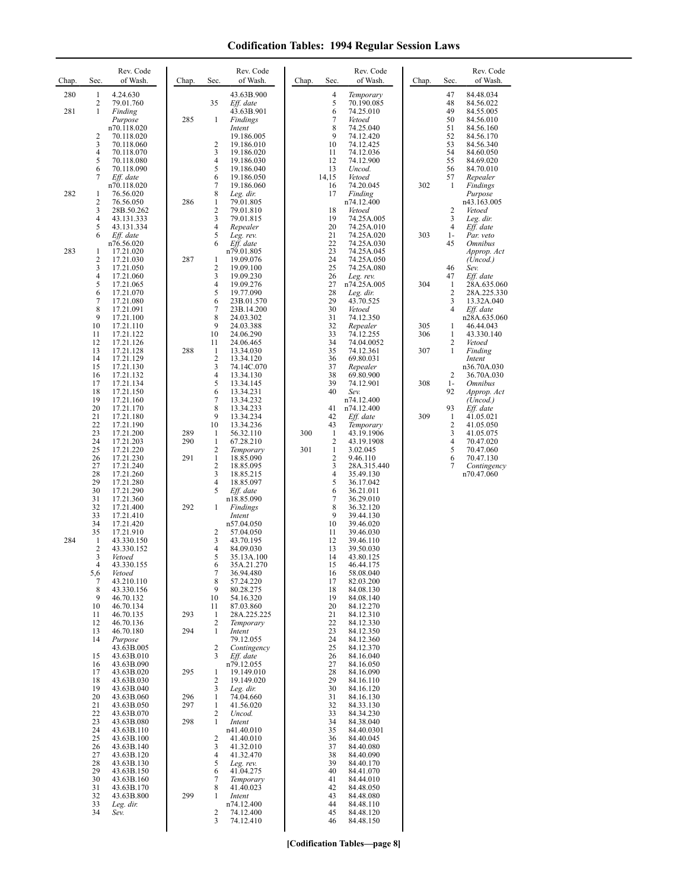# Codification Tables: 1994 Regular Session Laws

| Chap. | Sec. | Rev. Code of Wash. |
|---|---|---|
| 280 | 1 | 4.24.630 |
| | 2 | 79.01.760 |
| 281 | 1 | *Finding* |
| | | *Purpose* |
| | | n70.118.020 |
| | 2 | 70.118.020 |
| | 3 | 70.118.060 |
| | 4 | 70.118.070 |
| | 5 | 70.118.080 |
| | 6 | 70.118.090 |
| | 7 | *Eff. date* |
| | | n70.118.020 |
| 282 | 1 | 76.56.020 |
| | 2 | 76.56.050 |
| | 3 | 28B.50.262 |
| | 4 | 43.131.333 |
| | 5 | 43.131.334 |
| | 6 | *Eff. date* |
| | | n76.56.020 |
| 283 | 1 | 17.21.020 |
| | 2 | 17.21.030 |
| | 3 | 17.21.050 |
| | 4 | 17.21.060 |
| | 5 | 17.21.065 |
| | 6 | 17.21.070 |
| | 7 | 17.21.080 |
| | 8 | 17.21.091 |
| | 9 | 17.21.100 |
| | 10 | 17.21.110 |
| | 11 | 17.21.122 |
| | 12 | 17.21.126 |
| | 13 | 17.21.128 |
| | 14 | 17.21.129 |
| | 15 | 17.21.130 |
| | 16 | 17.21.132 |
| | 17 | 17.21.134 |
| | 18 | 17.21.150 |
| | 19 | 17.21.160 |
| | 20 | 17.21.170 |
| | 21 | 17.21.180 |
| | 22 | 17.21.190 |
| | 23 | 17.21.200 |
| | 24 | 17.21.203 |
| | 25 | 17.21.220 |
| | 26 | 17.21.230 |
| | 27 | 17.21.240 |
| | 28 | 17.21.260 |
| | 29 | 17.21.280 |
| | 30 | 17.21.290 |
| | 31 | 17.21.360 |
| | 32 | 17.21.400 |
| | 33 | 17.21.410 |
| | 34 | 17.21.420 |
| | 35 | 17.21.910 |
| 284 | 1 | 43.330.150 |
| | 2 | 43.330.152 |
| | 3 | *Vetoed* |
| | 4 | 43.330.155 |
| | 5,6 | *Vetoed* |
| | 7 | 43.210.110 |
| | 8 | 43.330.156 |
| | 9 | 46.70.132 |
| | 10 | 46.70.134 |
| | 11 | 46.70.135 |
| | 12 | 46.70.136 |
| | 13 | 46.70.180 |
| | 14 | *Purpose* |
| | | 43.63B.005 |
| | 15 | 43.63B.010 |
| | 16 | 43.63B.090 |
| | 17 | 43.63B.020 |
| | 18 | 43.63B.030 |
| | 19 | 43.63B.040 |
| | 20 | 43.63B.060 |
| | 21 | 43.63B.050 |
| | 22 | 43.63B.070 |
| | 23 | 43.63B.080 |
| | 24 | 43.63B.110 |
| | 25 | 43.63B.100 |
| | 26 | 43.63B.140 |
| | 27 | 43.63B.120 |
| | 28 | 43.63B.130 |
| | 29 | 43.63B.150 |
| | 30 | 43.63B.160 |
| | 31 | 43.63B.170 |
| | 32 | 43.63B.800 |
| | 33 | *Leg. dir.* |
| | 34 | *Sev.* |
| | | 43.63B.900 |
| | 35 | *Eff. date* |
| | | 43.63B.901 |
| 285 | 1 | *Findings* |
| | | *Intent* |
| | | 19.186.005 |
| | 2 | 19.186.010 |
| | 3 | 19.186.020 |
| | 4 | 19.186.030 |
| | 5 | 19.186.040 |
| | 6 | 19.186.050 |
| | 7 | 19.186.060 |
| | 8 | *Leg. dir.* |
| 286 | 1 | 79.01.805 |
| | 2 | 79.01.810 |
| | 3 | 79.01.815 |
| | 4 | *Repealer* |
| | 5 | *Leg. rev.* |
| | 6 | *Eff. date* |
| | | n79.01.805 |
| 287 | 1 | 19.09.076 |
| | 2 | 19.09.100 |
| | 3 | 19.09.230 |
| | 4 | 19.09.276 |
| | 5 | 19.77.090 |
| | 6 | 23B.01.570 |
| | 7 | 23B.14.200 |
| | 8 | 24.03.302 |
| | 9 | 24.03.388 |
| | 10 | 24.06.290 |
| | 11 | 24.06.465 |
| 288 | 1 | 13.34.030 |
| | 2 | 13.34.120 |
| | 3 | 74.14C.070 |
| | 4 | 13.34.130 |
| | 5 | 13.34.145 |
| | 6 | 13.34.231 |
| | 7 | 13.34.232 |
| | 8 | 13.34.233 |
| | 9 | 13.34.234 |
| | 10 | 13.34.236 |
| 289 | 1 | 56.32.110 |
| 290 | 1 | 67.28.210 |
| | 2 | *Temporary* |
| 291 | 1 | 18.85.090 |
| | 2 | 18.85.095 |
| | 3 | 18.85.215 |
| | 4 | 18.85.097 |
| | 5 | *Eff. date* |
| | | n18.85.090 |
| 292 | 1 | *Findings* |
| | | *Intent* |
| | | n57.04.050 |
| | 2 | 57.04.050 |
| | 3 | 43.70.195 |
| | 4 | 84.09.030 |
| | 5 | 35.13A.100 |
| | 6 | 35A.21.270 |
| | 7 | 36.94.480 |
| | 8 | 57.24.220 |
| | 9 | 80.28.275 |
| | 10 | 54.16.320 |
| | 11 | 87.03.860 |
| 293 | 1 | 28A.225.225 |
| | 2 | *Temporary* |
| 294 | 1 | *Intent* |
| | | 79.12.055 |
| | 2 | *Contingency* |
| | 3 | *Eff. date* |
| | | n79.12.055 |
| 295 | 1 | 19.149.010 |
| | 2 | 19.149.020 |
| | 3 | *Leg. dir.* |
| 296 | 1 | 74.04.660 |
| 297 | 1 | 41.56.020 |
| | 2 | *Uncod.* |
| 298 | 1 | *Intent* |
| | | n41.40.010 |
| | 2 | 41.40.010 |
| | 3 | 41.32.010 |
| | 4 | 41.32.470 |
| | 5 | *Leg. rev.* |
| | 6 | 41.04.275 |
| | 7 | *Temporary* |
| | 8 | 41.40.023 |
| 299 | 1 | *Intent* |
| | | n74.12.400 |
| | 2 | 74.12.400 |
| | 3 | 74.12.410 |
| | 4 | *Temporary* |
| | 5 | 70.190.085 |
| | 6 | 74.25.010 |
| | 7 | *Vetoed* |
| | 8 | 74.25.040 |
| | 9 | 74.12.420 |
| | 10 | 74.12.425 |
| | 11 | 74.12.036 |
| | 12 | 74.12.900 |
| | 13 | *Uncod.* |
| | 14,15 | *Vetoed* |
| | 16 | 74.20.045 |
| | 17 | *Finding* |
| | | n74.12.400 |
| | 18 | *Vetoed* |
| | 19 | 74.25A.005 |
| | 20 | 74.25A.010 |
| | 21 | 74.25A.020 |
| | 22 | 74.25A.030 |
| | 23 | 74.25A.045 |
| | 24 | 74.25A.050 |
| | 25 | 74.25A.080 |
| | 26 | *Leg. rev.* |
| | 27 | n74.25A.005 |
| | 28 | *Leg. dir.* |
| | 29 | 43.70.525 |
| | 30 | *Vetoed* |
| | 31 | 74.12.350 |
| | 32 | *Repealer* |
| | 33 | 74.12.255 |
| | 34 | 74.04.0052 |
| | 35 | 74.12.361 |
| | 36 | 69.80.031 |
| | 37 | *Repealer* |
| | 38 | 69.80.900 |
| | 39 | 74.12.901 |
| | 40 | *Sev.* |
| | | n74.12.400 |
| | 41 | n74.12.400 |
| | 42 | *Eff. date* |
| | 43 | *Temporary* |
| 300 | 1 | 43.19.1906 |
| | 2 | 43.19.1908 |
| 301 | 1 | 3.02.045 |
| | 2 | 9.46.110 |
| | 3 | 28A.315.440 |
| | 4 | 35.49.130 |
| | 5 | 36.17.042 |
| | 6 | 36.21.011 |
| | 7 | 36.29.010 |
| | 8 | 36.32.120 |
| | 9 | 39.44.130 |
| | 10 | 39.46.020 |
| | 11 | 39.46.030 |
| | 12 | 39.46.110 |
| | 13 | 39.50.030 |
| | 14 | 43.80.125 |
| | 15 | 46.44.175 |
| | 16 | 58.08.040 |
| | 17 | 82.03.200 |
| | 18 | 84.08.130 |
| | 19 | 84.08.140 |
| | 20 | 84.12.270 |
| | 21 | 84.12.310 |
| | 22 | 84.12.330 |
| | 23 | 84.12.350 |
| | 24 | 84.12.360 |
| | 25 | 84.12.370 |
| | 26 | 84.16.040 |
| | 27 | 84.16.050 |
| | 28 | 84.16.090 |
| | 29 | 84.16.110 |
| | 30 | 84.16.120 |
| | 31 | 84.16.130 |
| | 32 | 84.33.130 |
| | 33 | 84.34.230 |
| | 34 | 84.38.040 |
| | 35 | 84.40.0301 |
| | 36 | 84.40.045 |
| | 37 | 84.40.080 |
| | 38 | 84.40.090 |
| | 39 | 84.40.170 |
| | 40 | 84.41.070 |
| | 41 | 84.44.010 |
| | 42 | 84.48.050 |
| | 43 | 84.48.080 |
| | 44 | 84.48.110 |
| | 45 | 84.48.120 |
| | 46 | 84.48.150 |
| | 47 | 84.48.034 |
| | 48 | 84.56.022 |
| | 49 | 84.55.005 |
| | 50 | 84.56.010 |
| | 51 | 84.56.160 |
| | 52 | 84.56.170 |
| | 53 | 84.56.340 |
| | 54 | 84.60.050 |
| | 55 | 84.69.020 |
| | 56 | 84.70.010 |
| | 57 | *Repealer* |
| 302 | 1 | *Findings* |
| | | *Purpose* |
| | | n43.163.005 |
| | 2 | *Vetoed* |
| | 3 | *Leg. dir.* |
| | 4 | *Eff. date* |
| 303 | 1- | *Par. veto* |
| | 45 | *Omnibus* |
| | | *Approp. Act* |
| | | *(Uncod.)* |
| | 46 | *Sev.* |
| | 47 | *Eff. date* |
| 304 | 1 | 28A.635.060 |
| | 2 | 28A.225.330 |
| | 3 | 13.32A.040 |
| | 4 | *Eff. date* |
| | | n28A.635.060 |
| 305 | 1 | 46.44.043 |
| 306 | 1 | 43.330.140 |
| | 2 | *Vetoed* |
| 307 | 1 | *Finding* |
| | | *Intent* |
| | | n36.70A.030 |
| | 2 | 36.70A.030 |
| 308 | 1- | *Omnibus* |
| | 92 | *Approp. Act* |
| | | *(Uncod.)* |
| | 93 | *Eff. date* |
| 309 | 1 | 41.05.021 |
| | 2 | 41.05.050 |
| | 3 | 41.05.075 |
| | 4 | 70.47.020 |
| | 5 | 70.47.060 |
| | 6 | 70.47.130 |
| | 7 | *Contingency* |
| | | n70.47.060 |